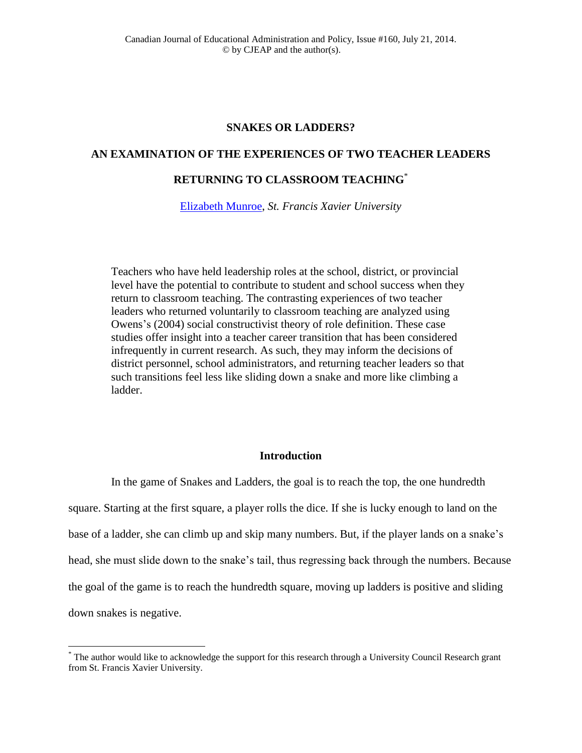# SNAKES OR LADDERS?

# AN EXAMINATION OF THE EXPERIENCES OF TWO TEACHER LEADERS RETURNING TO CLASSROOM TEACHING[*]

Elizabeth Munroe, *St. Francis Xavier University*

> Teachers who have held leadership roles at the school, district, or provincial level have the potential to contribute to student and school success when they return to classroom teaching. The contrasting experiences of two teacher leaders who returned voluntarily to classroom teaching are analyzed using Owens's (2004) social constructivist theory of role definition. These case studies offer insight into a teacher career transition that has been considered infrequently in current research. As such, they may inform the decisions of district personnel, school administrators, and returning teacher leaders so that such transitions feel less like sliding down a snake and more like climbing a ladder.

## Introduction

In the game of Snakes and Ladders, the goal is to reach the top, the one hundredth square. Starting at the first square, a player rolls the dice. If she is lucky enough to land on the base of a ladder, she can climb up and skip many numbers. But, if the player lands on a snake's head, she must slide down to the snake's tail, thus regressing back through the numbers. Because the goal of the game is to reach the hundredth square, moving up ladders is positive and sliding down snakes is negative.

[*] The author would like to acknowledge the support for this research through a University Council Research grant from St. Francis Xavier University.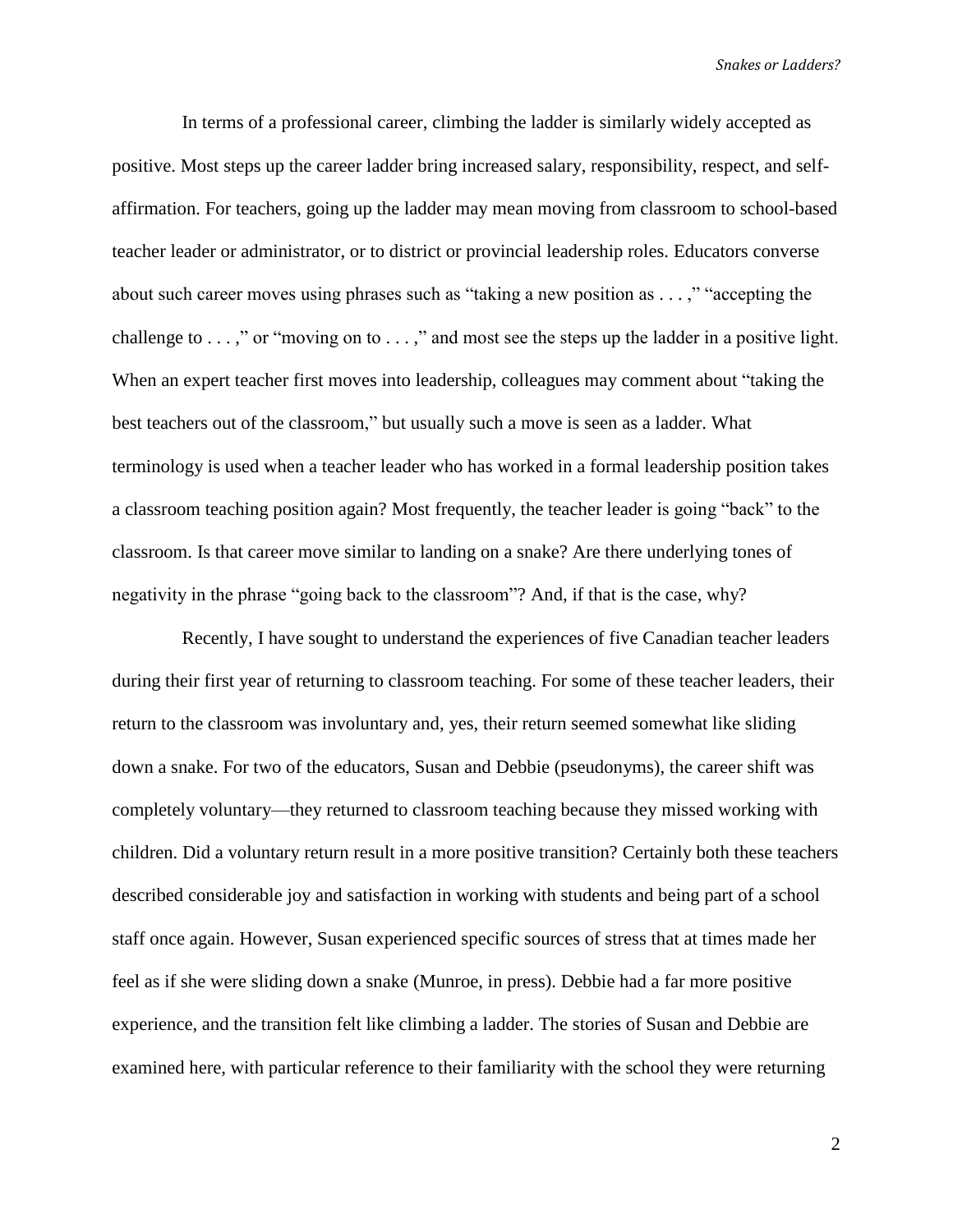In terms of a professional career, climbing the ladder is similarly widely accepted as positive. Most steps up the career ladder bring increased salary, responsibility, respect, and self-affirmation. For teachers, going up the ladder may mean moving from classroom to school-based teacher leader or administrator, or to district or provincial leadership roles. Educators converse about such career moves using phrases such as "taking a new position as . . . ," "accepting the challenge to . . . ," or "moving on to . . . ," and most see the steps up the ladder in a positive light. When an expert teacher first moves into leadership, colleagues may comment about "taking the best teachers out of the classroom," but usually such a move is seen as a ladder. What terminology is used when a teacher leader who has worked in a formal leadership position takes a classroom teaching position again? Most frequently, the teacher leader is going "back" to the classroom. Is that career move similar to landing on a snake? Are there underlying tones of negativity in the phrase "going back to the classroom"? And, if that is the case, why?

Recently, I have sought to understand the experiences of five Canadian teacher leaders during their first year of returning to classroom teaching. For some of these teacher leaders, their return to the classroom was involuntary and, yes, their return seemed somewhat like sliding down a snake. For two of the educators, Susan and Debbie (pseudonyms), the career shift was completely voluntary—they returned to classroom teaching because they missed working with children. Did a voluntary return result in a more positive transition? Certainly both these teachers described considerable joy and satisfaction in working with students and being part of a school staff once again. However, Susan experienced specific sources of stress that at times made her feel as if she were sliding down a snake (Munroe, in press). Debbie had a far more positive experience, and the transition felt like climbing a ladder. The stories of Susan and Debbie are examined here, with particular reference to their familiarity with the school they were returning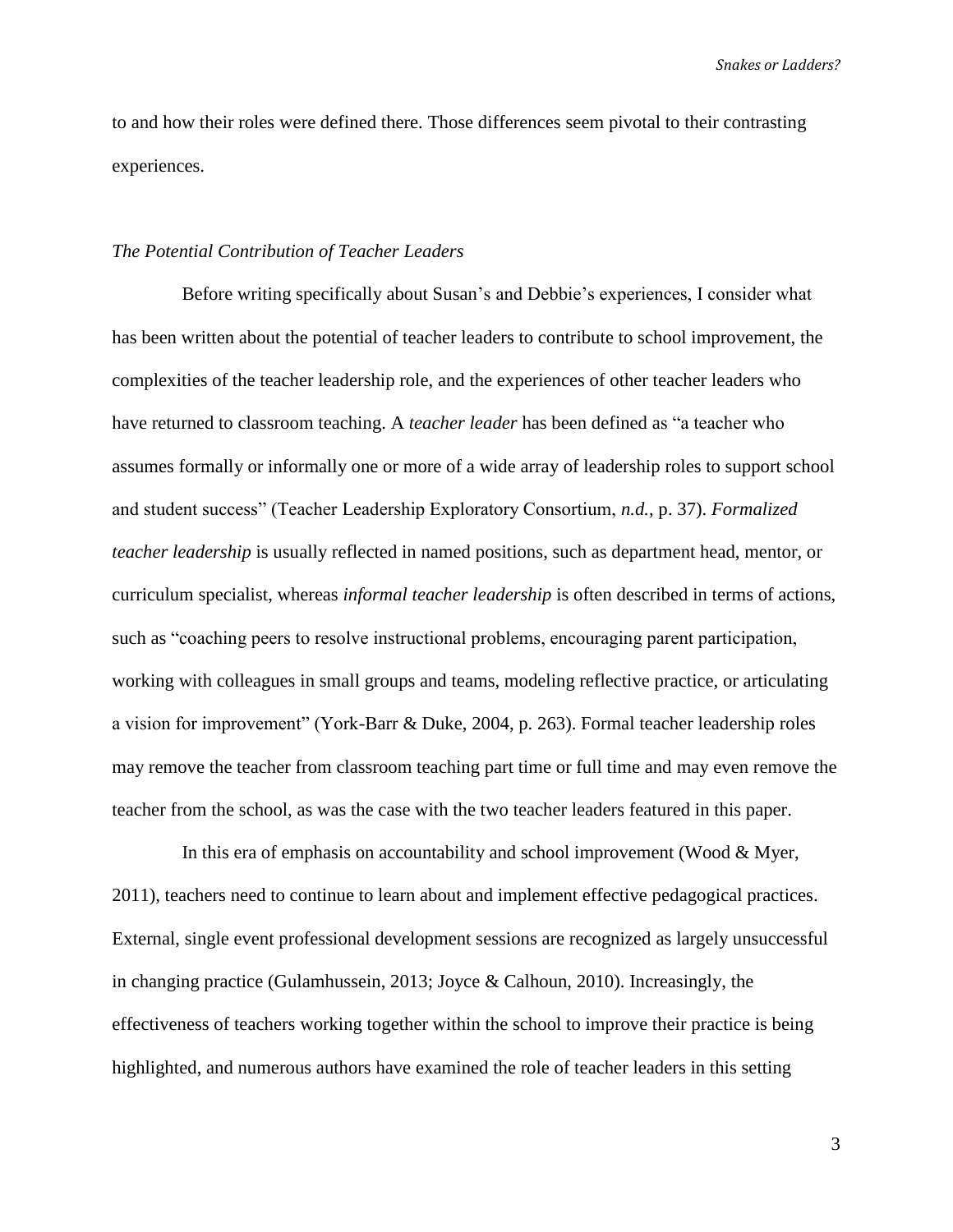to and how their roles were defined there. Those differences seem pivotal to their contrasting experiences.

### *The Potential Contribution of Teacher Leaders*

Before writing specifically about Susan's and Debbie's experiences, I consider what has been written about the potential of teacher leaders to contribute to school improvement, the complexities of the teacher leadership role, and the experiences of other teacher leaders who have returned to classroom teaching. A *teacher leader* has been defined as "a teacher who assumes formally or informally one or more of a wide array of leadership roles to support school and student success" (Teacher Leadership Exploratory Consortium, *n.d.*, p. 37). *Formalized teacher leadership* is usually reflected in named positions, such as department head, mentor, or curriculum specialist, whereas *informal teacher leadership* is often described in terms of actions, such as "coaching peers to resolve instructional problems, encouraging parent participation, working with colleagues in small groups and teams, modeling reflective practice, or articulating a vision for improvement" (York-Barr & Duke, 2004, p. 263). Formal teacher leadership roles may remove the teacher from classroom teaching part time or full time and may even remove the teacher from the school, as was the case with the two teacher leaders featured in this paper.

In this era of emphasis on accountability and school improvement (Wood & Myer, 2011), teachers need to continue to learn about and implement effective pedagogical practices. External, single event professional development sessions are recognized as largely unsuccessful in changing practice (Gulamhussein, 2013; Joyce & Calhoun, 2010). Increasingly, the effectiveness of teachers working together within the school to improve their practice is being highlighted, and numerous authors have examined the role of teacher leaders in this setting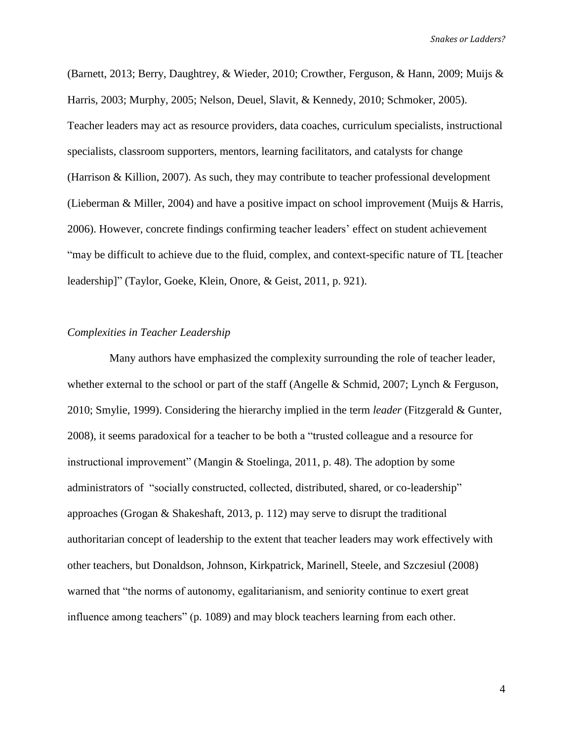(Barnett, 2013; Berry, Daughtrey, & Wieder, 2010; Crowther, Ferguson, & Hann, 2009; Muijs & Harris, 2003; Murphy, 2005; Nelson, Deuel, Slavit, & Kennedy, 2010; Schmoker, 2005). Teacher leaders may act as resource providers, data coaches, curriculum specialists, instructional specialists, classroom supporters, mentors, learning facilitators, and catalysts for change (Harrison & Killion, 2007). As such, they may contribute to teacher professional development (Lieberman & Miller, 2004) and have a positive impact on school improvement (Muijs & Harris, 2006). However, concrete findings confirming teacher leaders' effect on student achievement "may be difficult to achieve due to the fluid, complex, and context-specific nature of TL [teacher leadership]" (Taylor, Goeke, Klein, Onore, & Geist, 2011, p. 921).

### *Complexities in Teacher Leadership*

Many authors have emphasized the complexity surrounding the role of teacher leader, whether external to the school or part of the staff (Angelle & Schmid, 2007; Lynch & Ferguson, 2010; Smylie, 1999). Considering the hierarchy implied in the term *leader* (Fitzgerald & Gunter, 2008), it seems paradoxical for a teacher to be both a "trusted colleague and a resource for instructional improvement" (Mangin & Stoelinga, 2011, p. 48). The adoption by some administrators of "socially constructed, collected, distributed, shared, or co-leadership" approaches (Grogan & Shakeshaft, 2013, p. 112) may serve to disrupt the traditional authoritarian concept of leadership to the extent that teacher leaders may work effectively with other teachers, but Donaldson, Johnson, Kirkpatrick, Marinell, Steele, and Szczesiul (2008) warned that "the norms of autonomy, egalitarianism, and seniority continue to exert great influence among teachers" (p. 1089) and may block teachers learning from each other.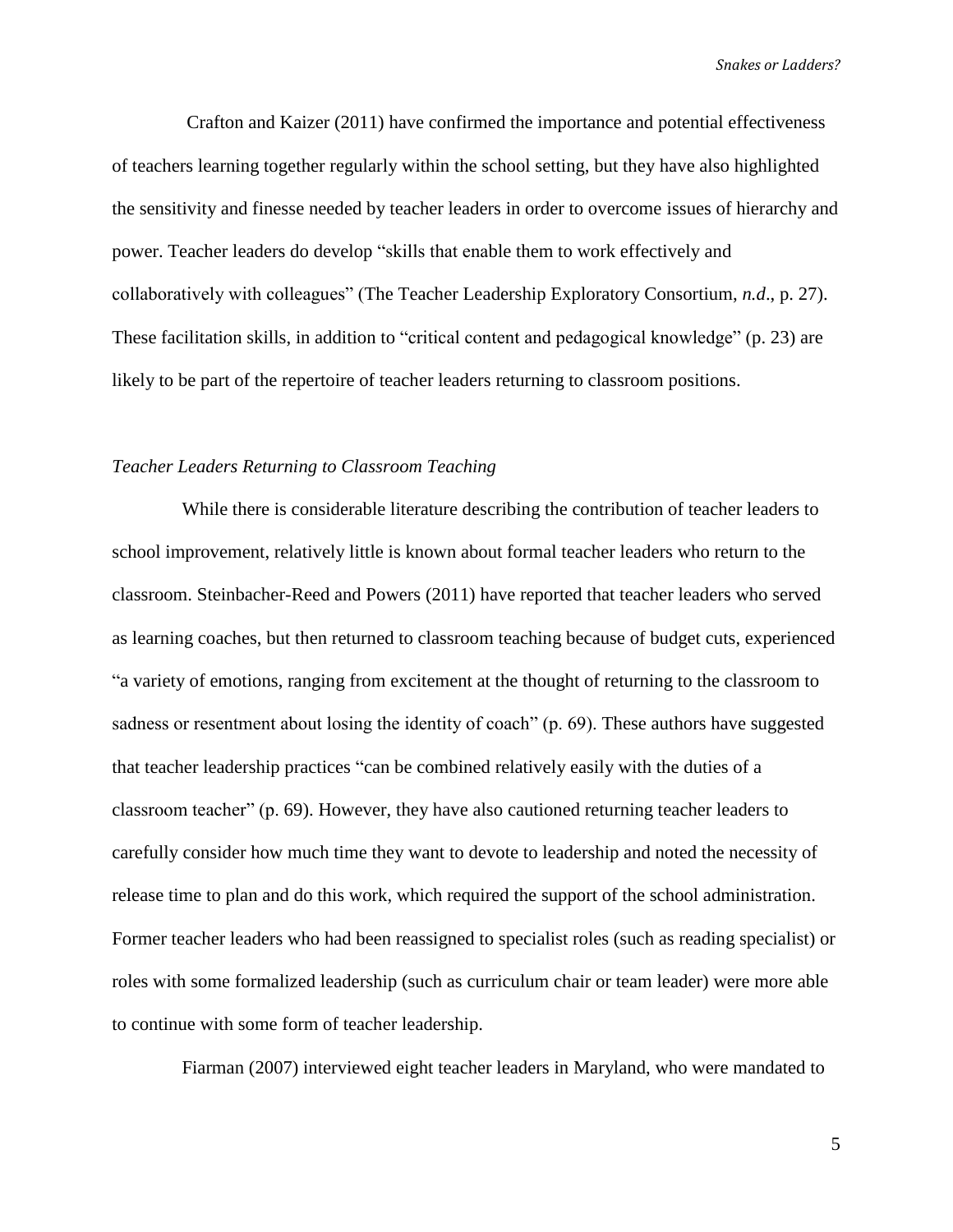Crafton and Kaizer (2011) have confirmed the importance and potential effectiveness of teachers learning together regularly within the school setting, but they have also highlighted the sensitivity and finesse needed by teacher leaders in order to overcome issues of hierarchy and power. Teacher leaders do develop "skills that enable them to work effectively and collaboratively with colleagues" (The Teacher Leadership Exploratory Consortium, *n.d*., p. 27). These facilitation skills, in addition to "critical content and pedagogical knowledge" (p. 23) are likely to be part of the repertoire of teacher leaders returning to classroom positions.

### *Teacher Leaders Returning to Classroom Teaching*

While there is considerable literature describing the contribution of teacher leaders to school improvement, relatively little is known about formal teacher leaders who return to the classroom. Steinbacher-Reed and Powers (2011) have reported that teacher leaders who served as learning coaches, but then returned to classroom teaching because of budget cuts, experienced "a variety of emotions, ranging from excitement at the thought of returning to the classroom to sadness or resentment about losing the identity of coach" (p. 69). These authors have suggested that teacher leadership practices "can be combined relatively easily with the duties of a classroom teacher" (p. 69). However, they have also cautioned returning teacher leaders to carefully consider how much time they want to devote to leadership and noted the necessity of release time to plan and do this work, which required the support of the school administration. Former teacher leaders who had been reassigned to specialist roles (such as reading specialist) or roles with some formalized leadership (such as curriculum chair or team leader) were more able to continue with some form of teacher leadership.

Fiarman (2007) interviewed eight teacher leaders in Maryland, who were mandated to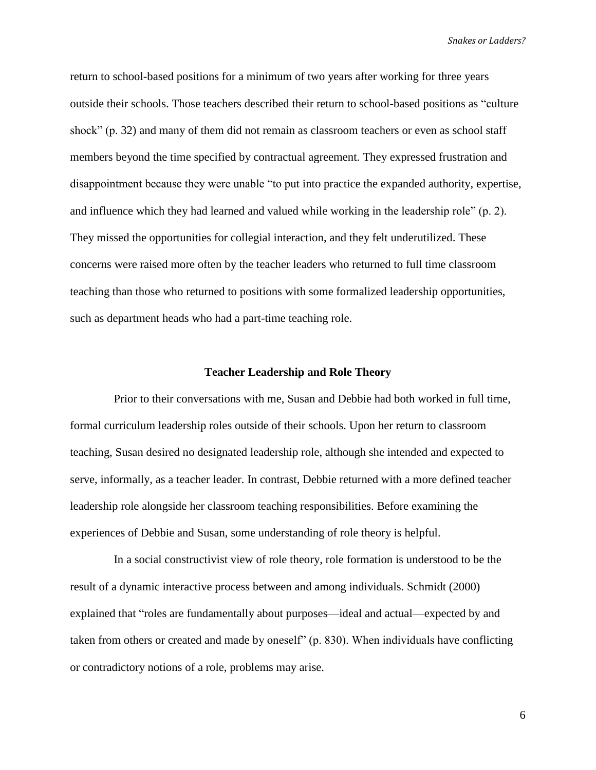return to school-based positions for a minimum of two years after working for three years outside their schools. Those teachers described their return to school-based positions as "culture shock" (p. 32) and many of them did not remain as classroom teachers or even as school staff members beyond the time specified by contractual agreement. They expressed frustration and disappointment because they were unable "to put into practice the expanded authority, expertise, and influence which they had learned and valued while working in the leadership role" (p. 2). They missed the opportunities for collegial interaction, and they felt underutilized. These concerns were raised more often by the teacher leaders who returned to full time classroom teaching than those who returned to positions with some formalized leadership opportunities, such as department heads who had a part-time teaching role.

## Teacher Leadership and Role Theory

Prior to their conversations with me, Susan and Debbie had both worked in full time, formal curriculum leadership roles outside of their schools. Upon her return to classroom teaching, Susan desired no designated leadership role, although she intended and expected to serve, informally, as a teacher leader. In contrast, Debbie returned with a more defined teacher leadership role alongside her classroom teaching responsibilities. Before examining the experiences of Debbie and Susan, some understanding of role theory is helpful.

In a social constructivist view of role theory, role formation is understood to be the result of a dynamic interactive process between and among individuals. Schmidt (2000) explained that "roles are fundamentally about purposes—ideal and actual—expected by and taken from others or created and made by oneself" (p. 830). When individuals have conflicting or contradictory notions of a role, problems may arise.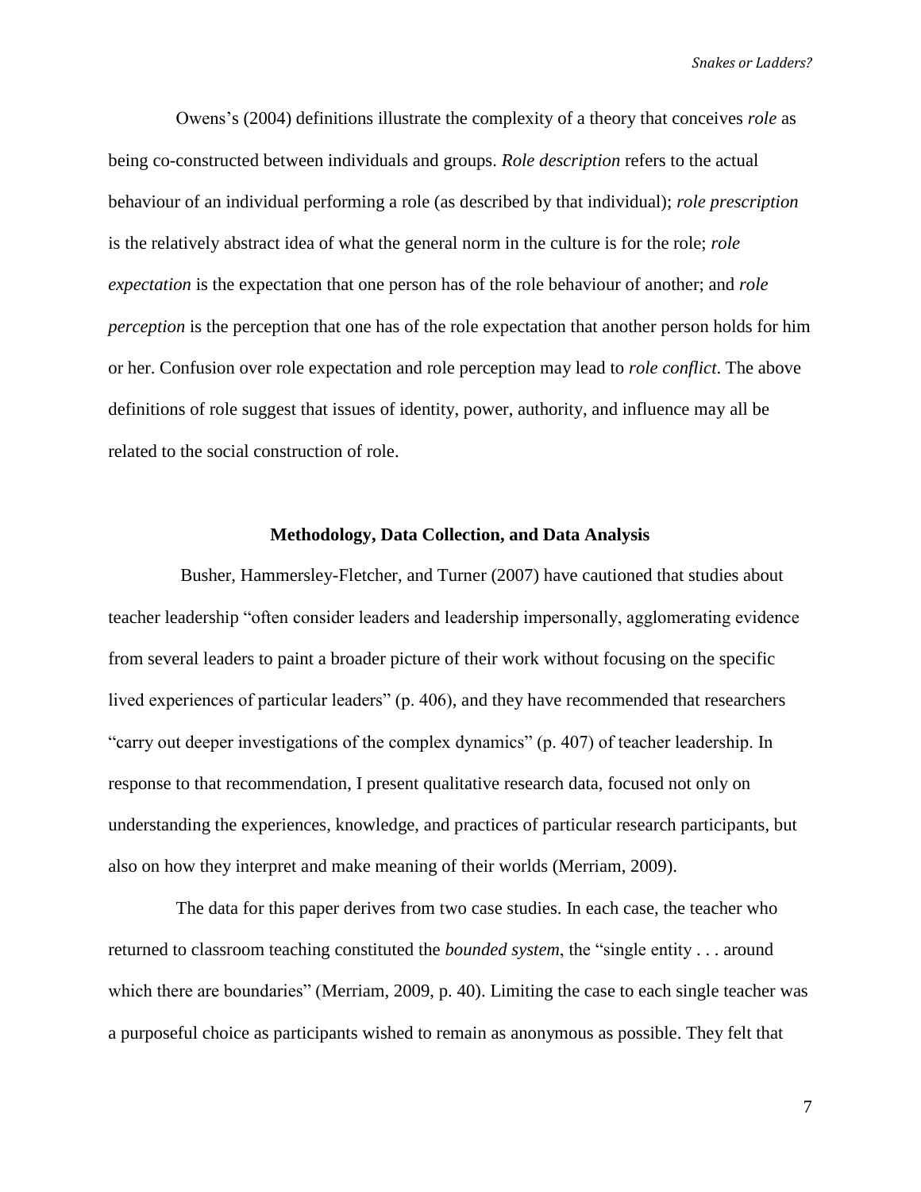Owens's (2004) definitions illustrate the complexity of a theory that conceives *role* as being co-constructed between individuals and groups. *Role description* refers to the actual behaviour of an individual performing a role (as described by that individual); *role prescription* is the relatively abstract idea of what the general norm in the culture is for the role; *role expectation* is the expectation that one person has of the role behaviour of another; and *role perception* is the perception that one has of the role expectation that another person holds for him or her. Confusion over role expectation and role perception may lead to *role conflict*. The above definitions of role suggest that issues of identity, power, authority, and influence may all be related to the social construction of role.

## Methodology, Data Collection, and Data Analysis

Busher, Hammersley-Fletcher, and Turner (2007) have cautioned that studies about teacher leadership "often consider leaders and leadership impersonally, agglomerating evidence from several leaders to paint a broader picture of their work without focusing on the specific lived experiences of particular leaders" (p. 406), and they have recommended that researchers "carry out deeper investigations of the complex dynamics" (p. 407) of teacher leadership. In response to that recommendation, I present qualitative research data, focused not only on understanding the experiences, knowledge, and practices of particular research participants, but also on how they interpret and make meaning of their worlds (Merriam, 2009).

The data for this paper derives from two case studies. In each case, the teacher who returned to classroom teaching constituted the *bounded system*, the "single entity . . . around which there are boundaries" (Merriam, 2009, p. 40). Limiting the case to each single teacher was a purposeful choice as participants wished to remain as anonymous as possible. They felt that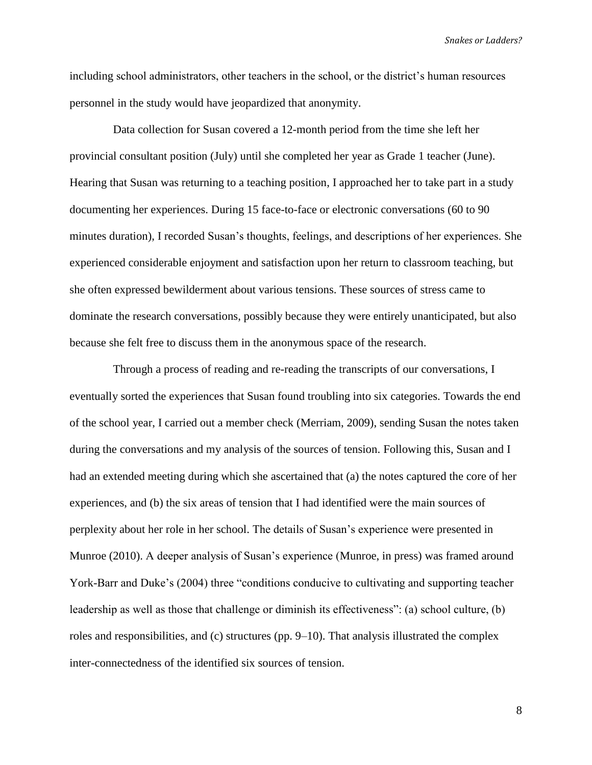including school administrators, other teachers in the school, or the district's human resources personnel in the study would have jeopardized that anonymity.

Data collection for Susan covered a 12-month period from the time she left her provincial consultant position (July) until she completed her year as Grade 1 teacher (June). Hearing that Susan was returning to a teaching position, I approached her to take part in a study documenting her experiences. During 15 face-to-face or electronic conversations (60 to 90 minutes duration), I recorded Susan's thoughts, feelings, and descriptions of her experiences. She experienced considerable enjoyment and satisfaction upon her return to classroom teaching, but she often expressed bewilderment about various tensions. These sources of stress came to dominate the research conversations, possibly because they were entirely unanticipated, but also because she felt free to discuss them in the anonymous space of the research.

Through a process of reading and re-reading the transcripts of our conversations, I eventually sorted the experiences that Susan found troubling into six categories. Towards the end of the school year, I carried out a member check (Merriam, 2009), sending Susan the notes taken during the conversations and my analysis of the sources of tension. Following this, Susan and I had an extended meeting during which she ascertained that (a) the notes captured the core of her experiences, and (b) the six areas of tension that I had identified were the main sources of perplexity about her role in her school. The details of Susan's experience were presented in Munroe (2010). A deeper analysis of Susan's experience (Munroe, in press) was framed around York-Barr and Duke's (2004) three "conditions conducive to cultivating and supporting teacher leadership as well as those that challenge or diminish its effectiveness": (a) school culture, (b) roles and responsibilities, and (c) structures (pp. 9–10). That analysis illustrated the complex inter-connectedness of the identified six sources of tension.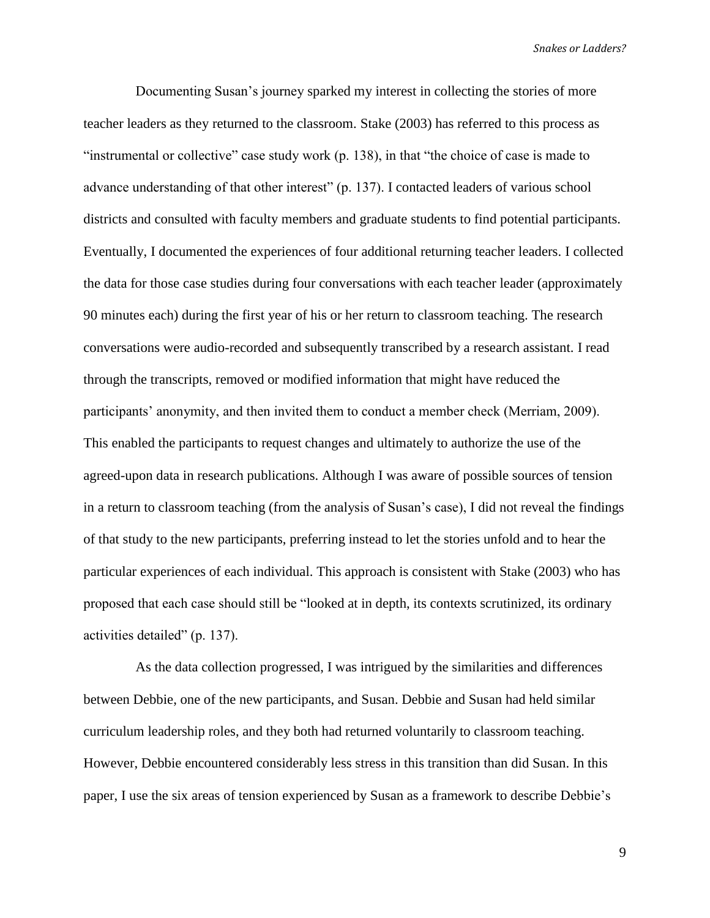Documenting Susan's journey sparked my interest in collecting the stories of more teacher leaders as they returned to the classroom. Stake (2003) has referred to this process as "instrumental or collective" case study work (p. 138), in that "the choice of case is made to advance understanding of that other interest" (p. 137). I contacted leaders of various school districts and consulted with faculty members and graduate students to find potential participants. Eventually, I documented the experiences of four additional returning teacher leaders. I collected the data for those case studies during four conversations with each teacher leader (approximately 90 minutes each) during the first year of his or her return to classroom teaching. The research conversations were audio-recorded and subsequently transcribed by a research assistant. I read through the transcripts, removed or modified information that might have reduced the participants' anonymity, and then invited them to conduct a member check (Merriam, 2009). This enabled the participants to request changes and ultimately to authorize the use of the agreed-upon data in research publications. Although I was aware of possible sources of tension in a return to classroom teaching (from the analysis of Susan's case), I did not reveal the findings of that study to the new participants, preferring instead to let the stories unfold and to hear the particular experiences of each individual. This approach is consistent with Stake (2003) who has proposed that each case should still be "looked at in depth, its contexts scrutinized, its ordinary activities detailed" (p. 137).

As the data collection progressed, I was intrigued by the similarities and differences between Debbie, one of the new participants, and Susan. Debbie and Susan had held similar curriculum leadership roles, and they both had returned voluntarily to classroom teaching. However, Debbie encountered considerably less stress in this transition than did Susan. In this paper, I use the six areas of tension experienced by Susan as a framework to describe Debbie's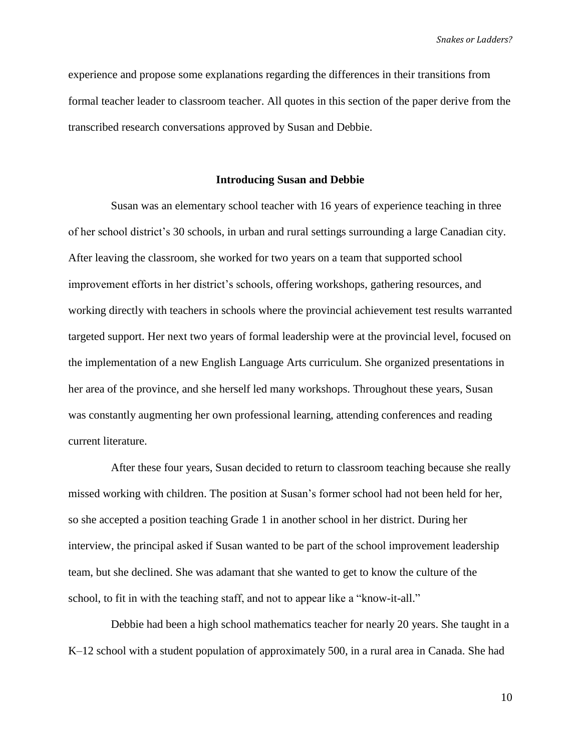experience and propose some explanations regarding the differences in their transitions from formal teacher leader to classroom teacher. All quotes in this section of the paper derive from the transcribed research conversations approved by Susan and Debbie.

## Introducing Susan and Debbie

Susan was an elementary school teacher with 16 years of experience teaching in three of her school district's 30 schools, in urban and rural settings surrounding a large Canadian city. After leaving the classroom, she worked for two years on a team that supported school improvement efforts in her district's schools, offering workshops, gathering resources, and working directly with teachers in schools where the provincial achievement test results warranted targeted support. Her next two years of formal leadership were at the provincial level, focused on the implementation of a new English Language Arts curriculum. She organized presentations in her area of the province, and she herself led many workshops. Throughout these years, Susan was constantly augmenting her own professional learning, attending conferences and reading current literature.

After these four years, Susan decided to return to classroom teaching because she really missed working with children. The position at Susan's former school had not been held for her, so she accepted a position teaching Grade 1 in another school in her district. During her interview, the principal asked if Susan wanted to be part of the school improvement leadership team, but she declined. She was adamant that she wanted to get to know the culture of the school, to fit in with the teaching staff, and not to appear like a "know-it-all."

Debbie had been a high school mathematics teacher for nearly 20 years. She taught in a K–12 school with a student population of approximately 500, in a rural area in Canada. She had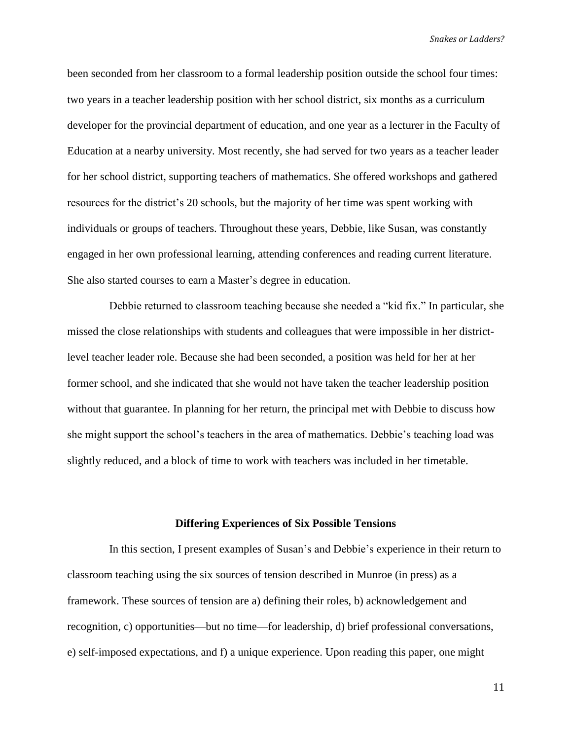been seconded from her classroom to a formal leadership position outside the school four times: two years in a teacher leadership position with her school district, six months as a curriculum developer for the provincial department of education, and one year as a lecturer in the Faculty of Education at a nearby university. Most recently, she had served for two years as a teacher leader for her school district, supporting teachers of mathematics. She offered workshops and gathered resources for the district's 20 schools, but the majority of her time was spent working with individuals or groups of teachers. Throughout these years, Debbie, like Susan, was constantly engaged in her own professional learning, attending conferences and reading current literature. She also started courses to earn a Master's degree in education.

Debbie returned to classroom teaching because she needed a "kid fix." In particular, she missed the close relationships with students and colleagues that were impossible in her district-level teacher leader role. Because she had been seconded, a position was held for her at her former school, and she indicated that she would not have taken the teacher leadership position without that guarantee. In planning for her return, the principal met with Debbie to discuss how she might support the school's teachers in the area of mathematics. Debbie's teaching load was slightly reduced, and a block of time to work with teachers was included in her timetable.

## Differing Experiences of Six Possible Tensions

In this section, I present examples of Susan's and Debbie's experience in their return to classroom teaching using the six sources of tension described in Munroe (in press) as a framework. These sources of tension are a) defining their roles, b) acknowledgement and recognition, c) opportunities—but no time—for leadership, d) brief professional conversations, e) self-imposed expectations, and f) a unique experience. Upon reading this paper, one might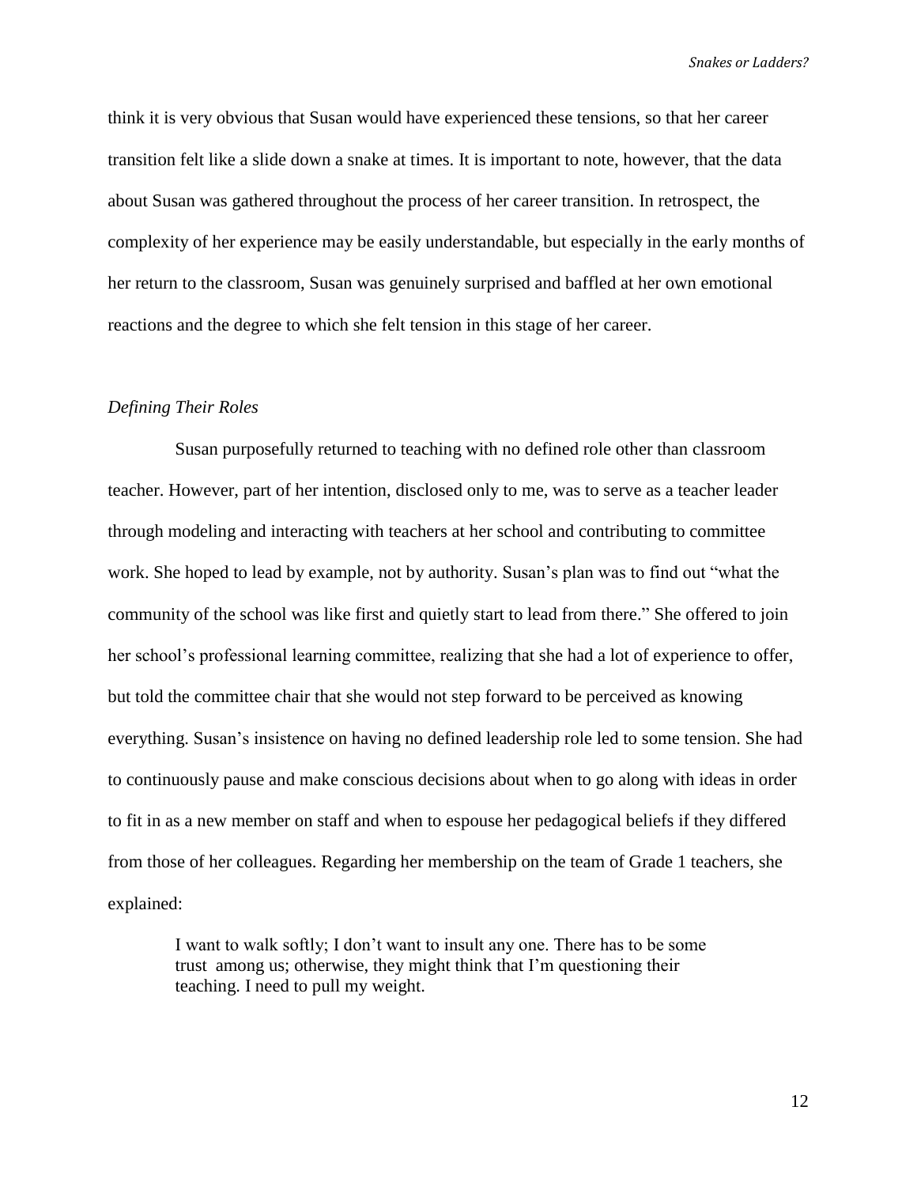think it is very obvious that Susan would have experienced these tensions, so that her career transition felt like a slide down a snake at times. It is important to note, however, that the data about Susan was gathered throughout the process of her career transition. In retrospect, the complexity of her experience may be easily understandable, but especially in the early months of her return to the classroom, Susan was genuinely surprised and baffled at her own emotional reactions and the degree to which she felt tension in this stage of her career.

### *Defining Their Roles*

Susan purposefully returned to teaching with no defined role other than classroom teacher. However, part of her intention, disclosed only to me, was to serve as a teacher leader through modeling and interacting with teachers at her school and contributing to committee work. She hoped to lead by example, not by authority. Susan's plan was to find out "what the community of the school was like first and quietly start to lead from there." She offered to join her school's professional learning committee, realizing that she had a lot of experience to offer, but told the committee chair that she would not step forward to be perceived as knowing everything. Susan's insistence on having no defined leadership role led to some tension. She had to continuously pause and make conscious decisions about when to go along with ideas in order to fit in as a new member on staff and when to espouse her pedagogical beliefs if they differed from those of her colleagues. Regarding her membership on the team of Grade 1 teachers, she explained:

> I want to walk softly; I don't want to insult any one. There has to be some trust among us; otherwise, they might think that I'm questioning their teaching. I need to pull my weight.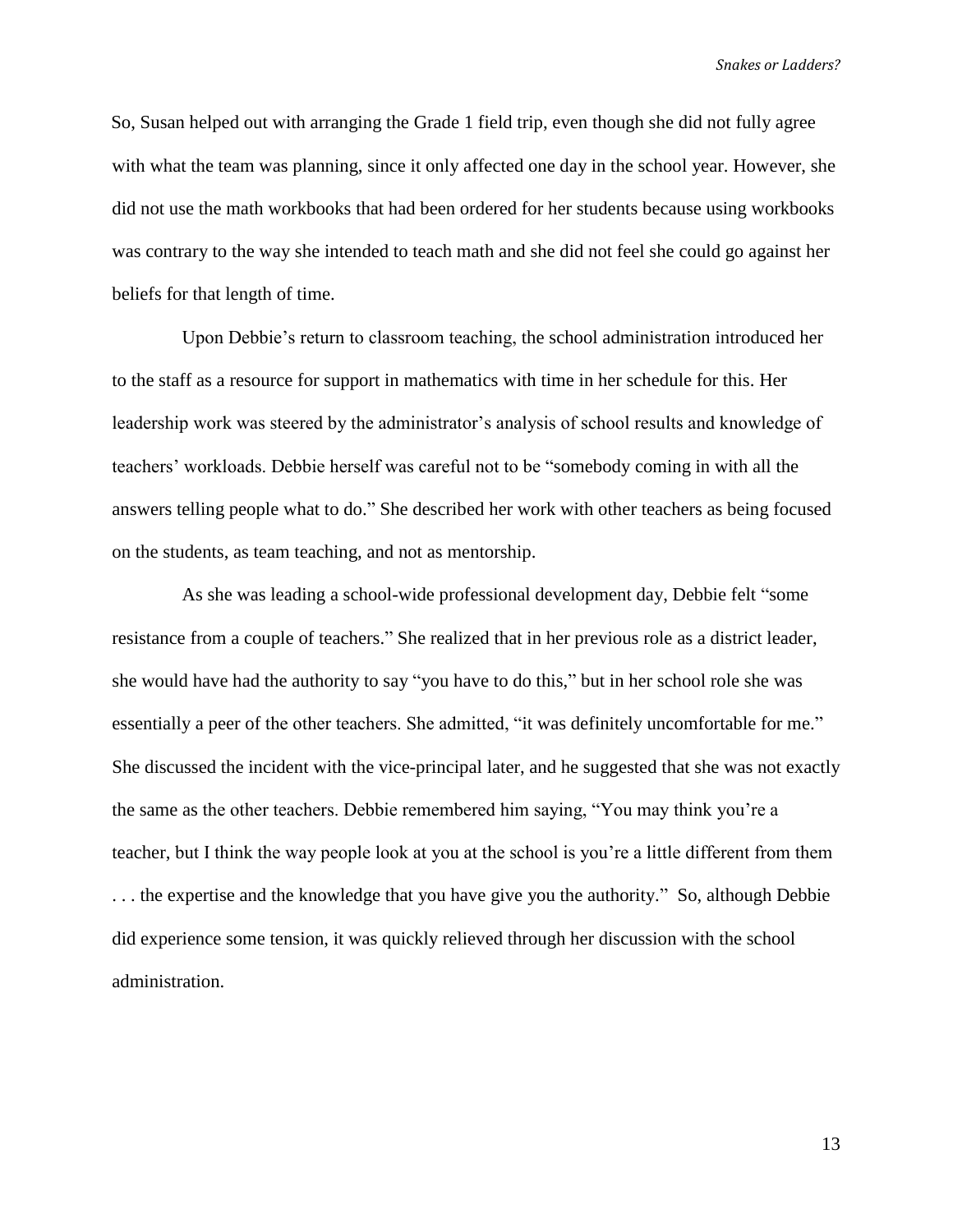So, Susan helped out with arranging the Grade 1 field trip, even though she did not fully agree with what the team was planning, since it only affected one day in the school year. However, she did not use the math workbooks that had been ordered for her students because using workbooks was contrary to the way she intended to teach math and she did not feel she could go against her beliefs for that length of time.

Upon Debbie's return to classroom teaching, the school administration introduced her to the staff as a resource for support in mathematics with time in her schedule for this. Her leadership work was steered by the administrator's analysis of school results and knowledge of teachers' workloads. Debbie herself was careful not to be "somebody coming in with all the answers telling people what to do." She described her work with other teachers as being focused on the students, as team teaching, and not as mentorship.

As she was leading a school-wide professional development day, Debbie felt "some resistance from a couple of teachers." She realized that in her previous role as a district leader, she would have had the authority to say "you have to do this," but in her school role she was essentially a peer of the other teachers. She admitted, "it was definitely uncomfortable for me." She discussed the incident with the vice-principal later, and he suggested that she was not exactly the same as the other teachers. Debbie remembered him saying, "You may think you're a teacher, but I think the way people look at you at the school is you're a little different from them . . . the expertise and the knowledge that you have give you the authority." So, although Debbie did experience some tension, it was quickly relieved through her discussion with the school administration.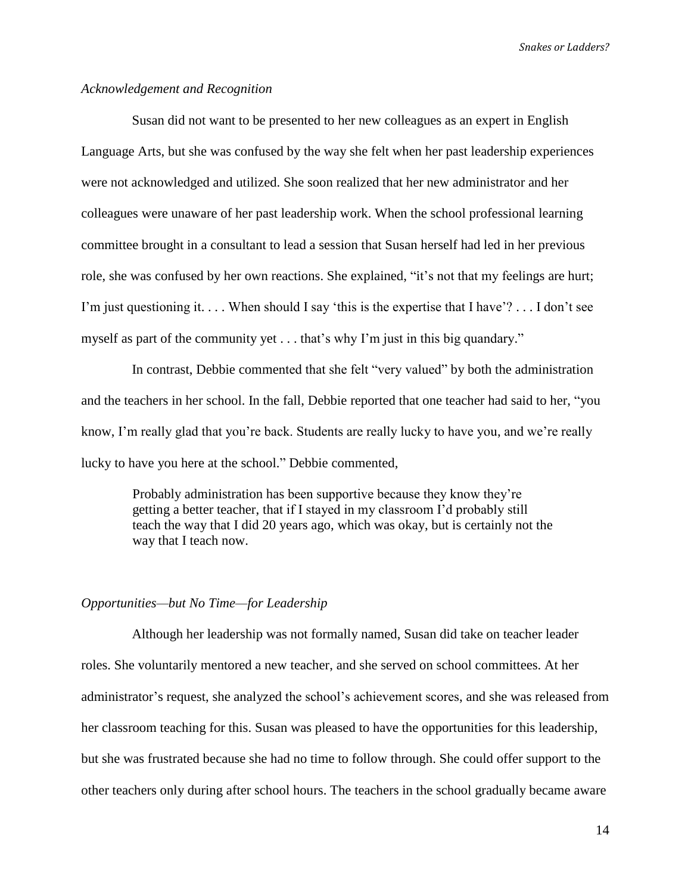*Acknowledgement and Recognition*

Susan did not want to be presented to her new colleagues as an expert in English Language Arts, but she was confused by the way she felt when her past leadership experiences were not acknowledged and utilized. She soon realized that her new administrator and her colleagues were unaware of her past leadership work. When the school professional learning committee brought in a consultant to lead a session that Susan herself had led in her previous role, she was confused by her own reactions. She explained, "it's not that my feelings are hurt; I'm just questioning it. . . . When should I say 'this is the expertise that I have'? . . . I don't see myself as part of the community yet . . . that's why I'm just in this big quandary."

In contrast, Debbie commented that she felt "very valued" by both the administration and the teachers in her school. In the fall, Debbie reported that one teacher had said to her, "you know, I'm really glad that you're back. Students are really lucky to have you, and we're really lucky to have you here at the school." Debbie commented,

> Probably administration has been supportive because they know they're getting a better teacher, that if I stayed in my classroom I'd probably still teach the way that I did 20 years ago, which was okay, but is certainly not the way that I teach now.

*Opportunities—but No Time—for Leadership*

Although her leadership was not formally named, Susan did take on teacher leader roles. She voluntarily mentored a new teacher, and she served on school committees. At her administrator's request, she analyzed the school's achievement scores, and she was released from her classroom teaching for this. Susan was pleased to have the opportunities for this leadership, but she was frustrated because she had no time to follow through. She could offer support to the other teachers only during after school hours. The teachers in the school gradually became aware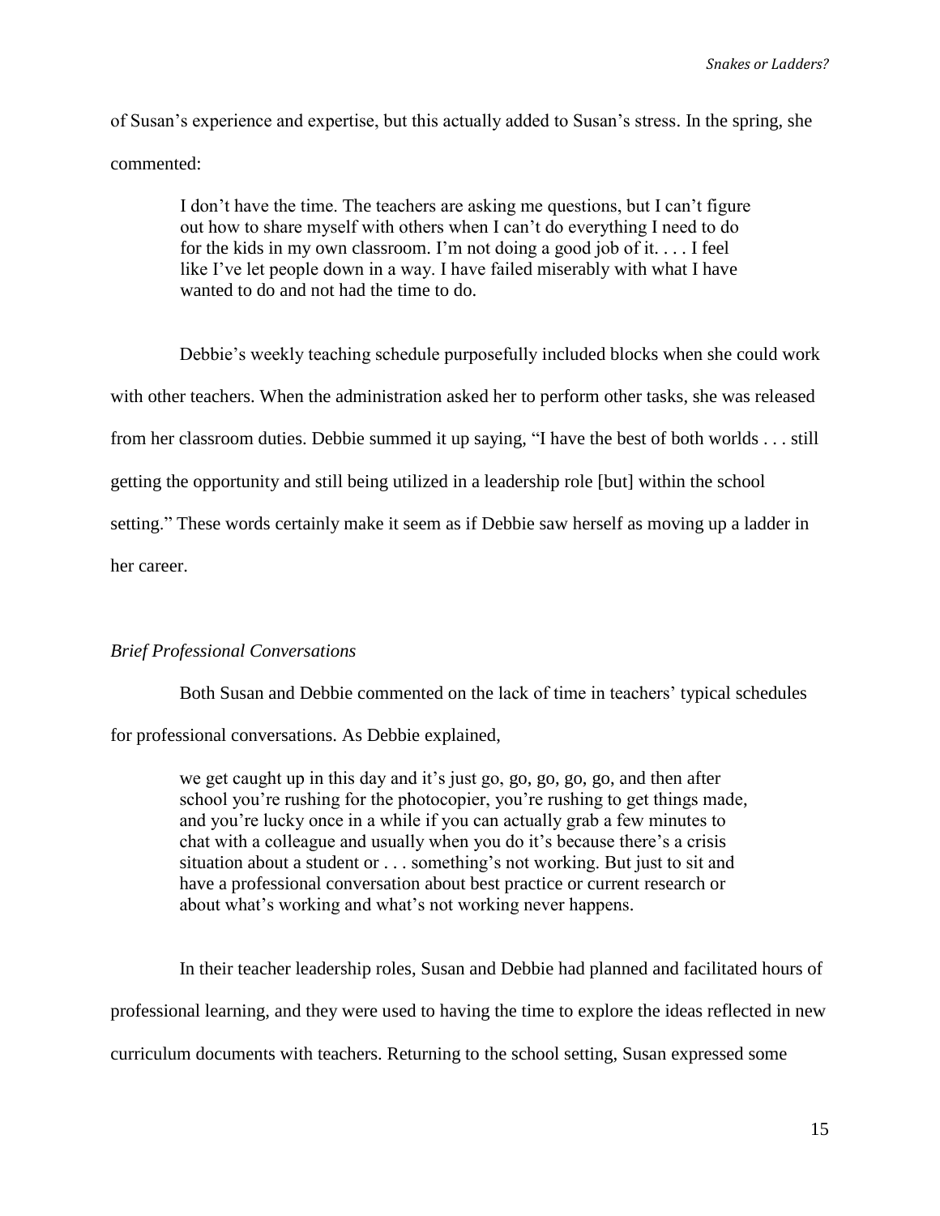of Susan's experience and expertise, but this actually added to Susan's stress. In the spring, she commented:

> I don't have the time. The teachers are asking me questions, but I can't figure out how to share myself with others when I can't do everything I need to do for the kids in my own classroom. I'm not doing a good job of it. . . . I feel like I've let people down in a way. I have failed miserably with what I have wanted to do and not had the time to do.

Debbie's weekly teaching schedule purposefully included blocks when she could work with other teachers. When the administration asked her to perform other tasks, she was released from her classroom duties. Debbie summed it up saying, "I have the best of both worlds . . . still getting the opportunity and still being utilized in a leadership role [but] within the school setting." These words certainly make it seem as if Debbie saw herself as moving up a ladder in her career.

*Brief Professional Conversations*

Both Susan and Debbie commented on the lack of time in teachers' typical schedules for professional conversations. As Debbie explained,

> we get caught up in this day and it's just go, go, go, go, go, and then after school you're rushing for the photocopier, you're rushing to get things made, and you're lucky once in a while if you can actually grab a few minutes to chat with a colleague and usually when you do it's because there's a crisis situation about a student or . . . something's not working. But just to sit and have a professional conversation about best practice or current research or about what's working and what's not working never happens.

In their teacher leadership roles, Susan and Debbie had planned and facilitated hours of professional learning, and they were used to having the time to explore the ideas reflected in new curriculum documents with teachers. Returning to the school setting, Susan expressed some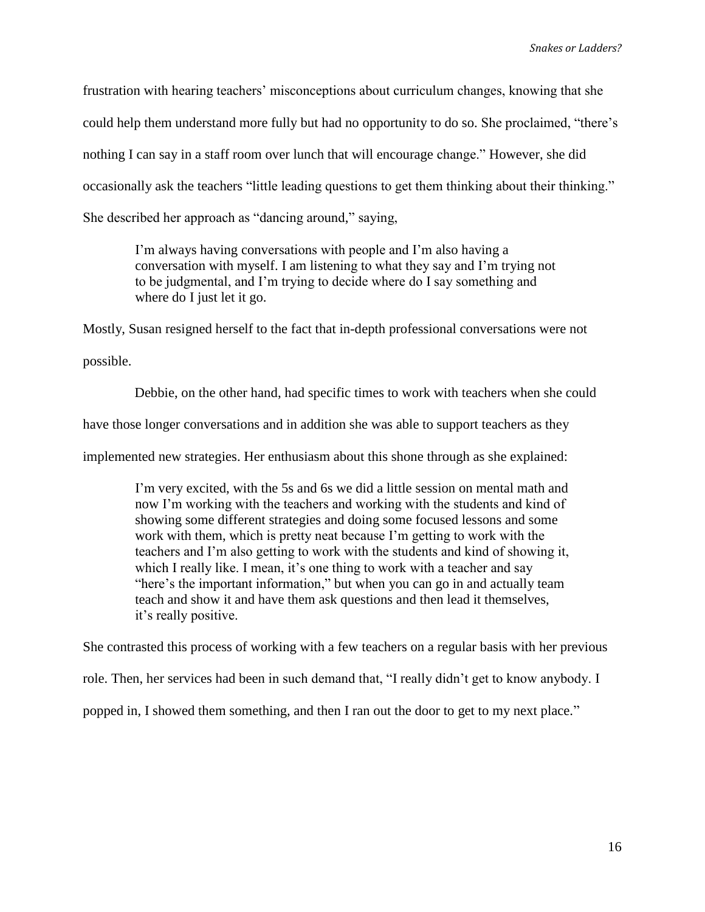frustration with hearing teachers' misconceptions about curriculum changes, knowing that she could help them understand more fully but had no opportunity to do so. She proclaimed, "there's nothing I can say in a staff room over lunch that will encourage change." However, she did occasionally ask the teachers "little leading questions to get them thinking about their thinking." She described her approach as "dancing around," saying,

> I'm always having conversations with people and I'm also having a conversation with myself. I am listening to what they say and I'm trying not to be judgmental, and I'm trying to decide where do I say something and where do I just let it go.

Mostly, Susan resigned herself to the fact that in-depth professional conversations were not possible.

Debbie, on the other hand, had specific times to work with teachers when she could have those longer conversations and in addition she was able to support teachers as they implemented new strategies. Her enthusiasm about this shone through as she explained:

> I'm very excited, with the 5s and 6s we did a little session on mental math and now I'm working with the teachers and working with the students and kind of showing some different strategies and doing some focused lessons and some work with them, which is pretty neat because I'm getting to work with the teachers and I'm also getting to work with the students and kind of showing it, which I really like. I mean, it's one thing to work with a teacher and say "here's the important information," but when you can go in and actually team teach and show it and have them ask questions and then lead it themselves, it's really positive.

She contrasted this process of working with a few teachers on a regular basis with her previous role. Then, her services had been in such demand that, "I really didn't get to know anybody. I popped in, I showed them something, and then I ran out the door to get to my next place."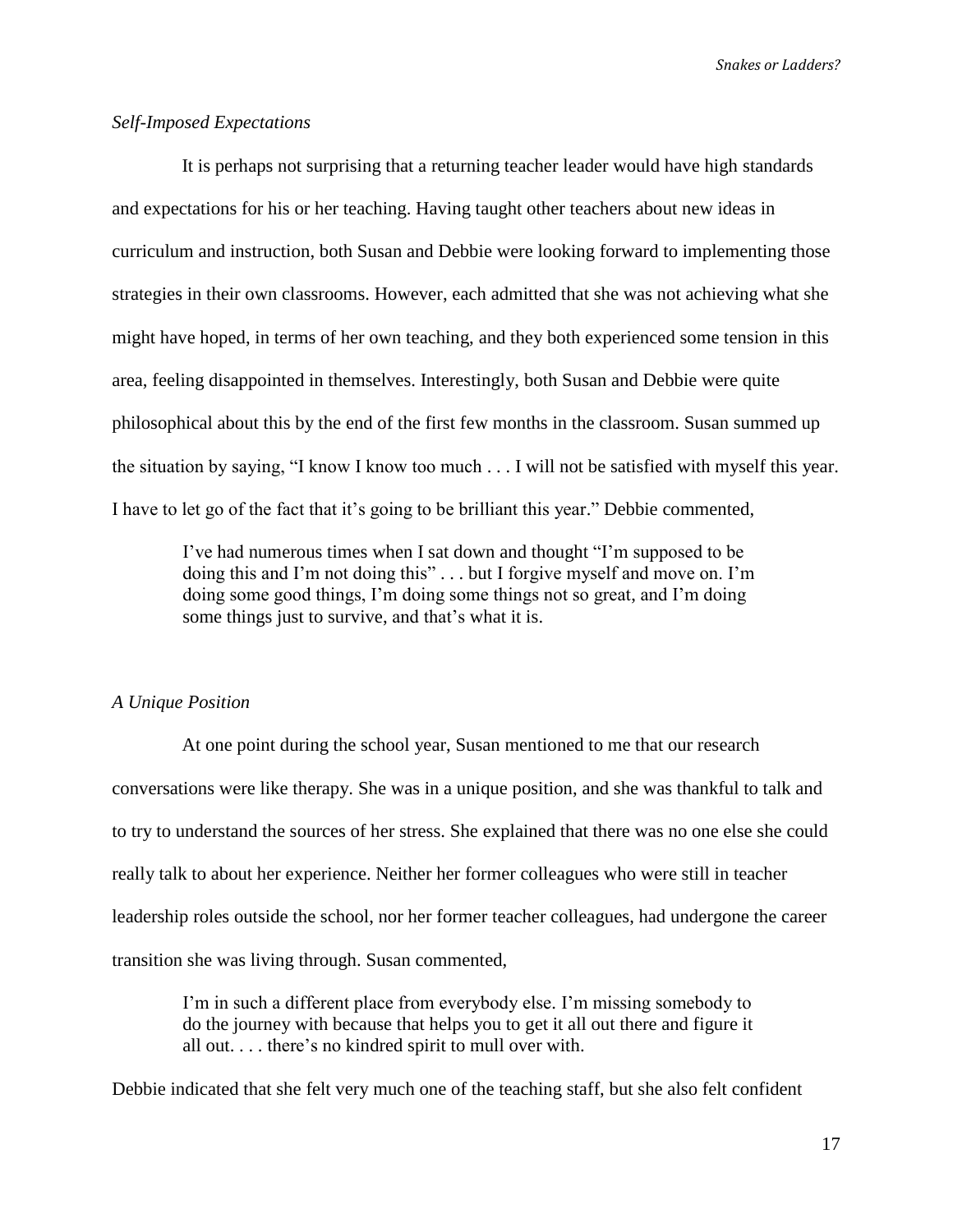*Self-Imposed Expectations*

It is perhaps not surprising that a returning teacher leader would have high standards and expectations for his or her teaching. Having taught other teachers about new ideas in curriculum and instruction, both Susan and Debbie were looking forward to implementing those strategies in their own classrooms. However, each admitted that she was not achieving what she might have hoped, in terms of her own teaching, and they both experienced some tension in this area, feeling disappointed in themselves. Interestingly, both Susan and Debbie were quite philosophical about this by the end of the first few months in the classroom. Susan summed up the situation by saying, "I know I know too much . . . I will not be satisfied with myself this year. I have to let go of the fact that it's going to be brilliant this year." Debbie commented,

> I've had numerous times when I sat down and thought "I'm supposed to be doing this and I'm not doing this" . . . but I forgive myself and move on. I'm doing some good things, I'm doing some things not so great, and I'm doing some things just to survive, and that's what it is.

*A Unique Position*

At one point during the school year, Susan mentioned to me that our research conversations were like therapy. She was in a unique position, and she was thankful to talk and to try to understand the sources of her stress. She explained that there was no one else she could really talk to about her experience. Neither her former colleagues who were still in teacher leadership roles outside the school, nor her former teacher colleagues, had undergone the career transition she was living through. Susan commented,

> I'm in such a different place from everybody else. I'm missing somebody to do the journey with because that helps you to get it all out there and figure it all out. . . . there's no kindred spirit to mull over with.

Debbie indicated that she felt very much one of the teaching staff, but she also felt confident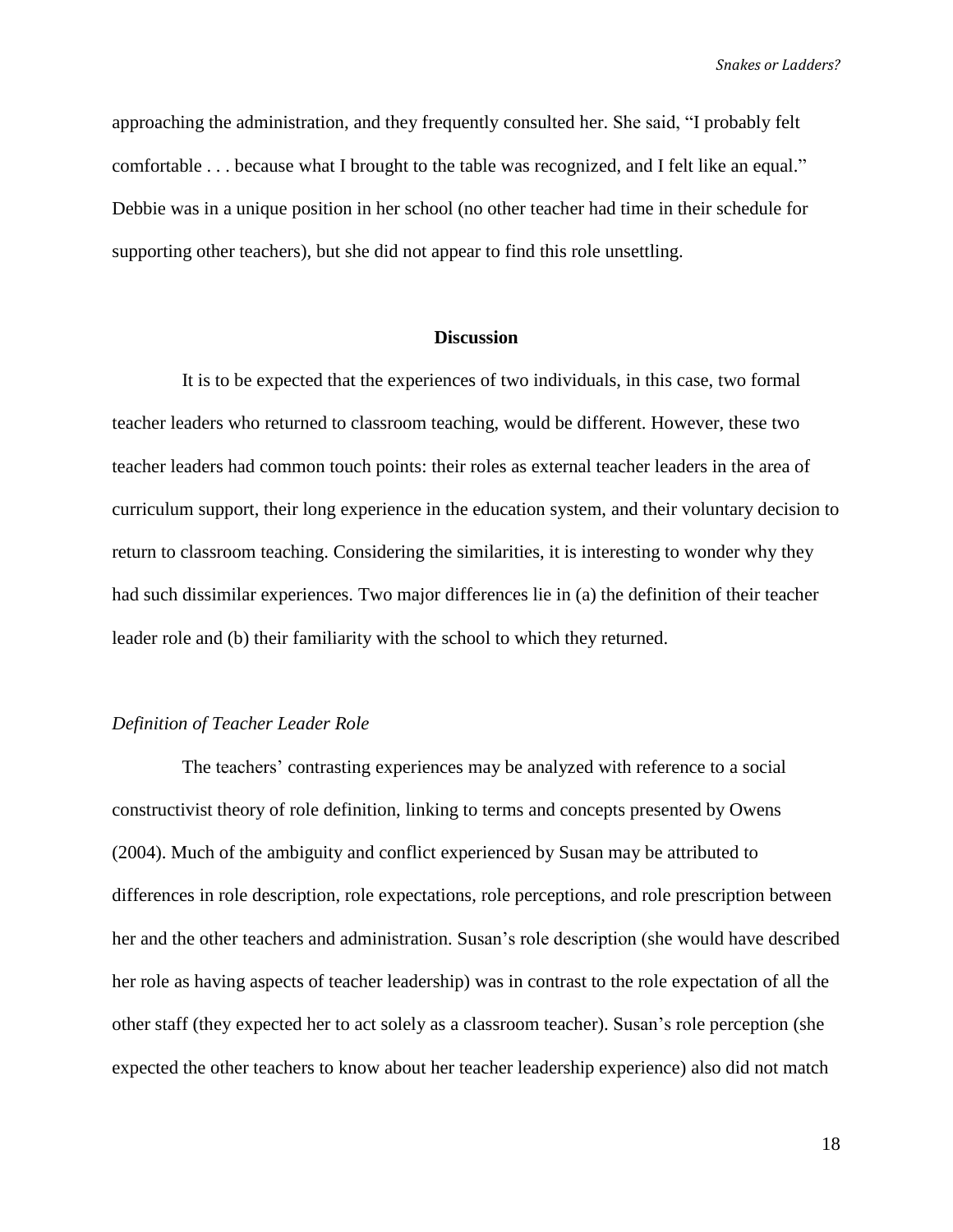approaching the administration, and they frequently consulted her. She said, "I probably felt comfortable . . . because what I brought to the table was recognized, and I felt like an equal." Debbie was in a unique position in her school (no other teacher had time in their schedule for supporting other teachers), but she did not appear to find this role unsettling.

## Discussion

It is to be expected that the experiences of two individuals, in this case, two formal teacher leaders who returned to classroom teaching, would be different. However, these two teacher leaders had common touch points: their roles as external teacher leaders in the area of curriculum support, their long experience in the education system, and their voluntary decision to return to classroom teaching. Considering the similarities, it is interesting to wonder why they had such dissimilar experiences. Two major differences lie in (a) the definition of their teacher leader role and (b) their familiarity with the school to which they returned.

### *Definition of Teacher Leader Role*

The teachers' contrasting experiences may be analyzed with reference to a social constructivist theory of role definition, linking to terms and concepts presented by Owens (2004). Much of the ambiguity and conflict experienced by Susan may be attributed to differences in role description, role expectations, role perceptions, and role prescription between her and the other teachers and administration. Susan's role description (she would have described her role as having aspects of teacher leadership) was in contrast to the role expectation of all the other staff (they expected her to act solely as a classroom teacher). Susan's role perception (she expected the other teachers to know about her teacher leadership experience) also did not match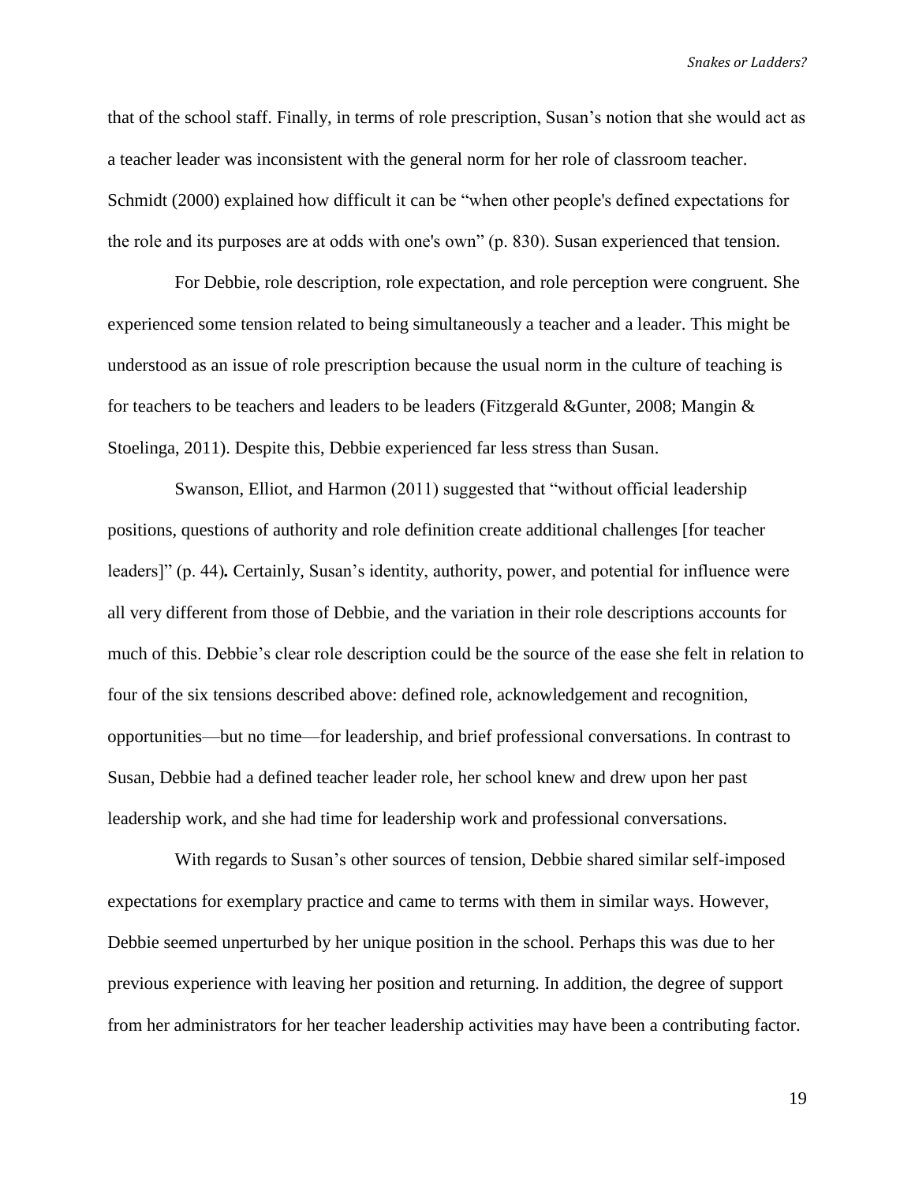that of the school staff. Finally, in terms of role prescription, Susan's notion that she would act as a teacher leader was inconsistent with the general norm for her role of classroom teacher. Schmidt (2000) explained how difficult it can be "when other people's defined expectations for the role and its purposes are at odds with one's own" (p. 830). Susan experienced that tension.

For Debbie, role description, role expectation, and role perception were congruent. She experienced some tension related to being simultaneously a teacher and a leader. This might be understood as an issue of role prescription because the usual norm in the culture of teaching is for teachers to be teachers and leaders to be leaders (Fitzgerald &Gunter, 2008; Mangin & Stoelinga, 2011). Despite this, Debbie experienced far less stress than Susan.

Swanson, Elliot, and Harmon (2011) suggested that "without official leadership positions, questions of authority and role definition create additional challenges [for teacher leaders]" (p. 44)**.** Certainly, Susan's identity, authority, power, and potential for influence were all very different from those of Debbie, and the variation in their role descriptions accounts for much of this. Debbie's clear role description could be the source of the ease she felt in relation to four of the six tensions described above: defined role, acknowledgement and recognition, opportunities—but no time—for leadership, and brief professional conversations. In contrast to Susan, Debbie had a defined teacher leader role, her school knew and drew upon her past leadership work, and she had time for leadership work and professional conversations.

With regards to Susan's other sources of tension, Debbie shared similar self-imposed expectations for exemplary practice and came to terms with them in similar ways. However, Debbie seemed unperturbed by her unique position in the school. Perhaps this was due to her previous experience with leaving her position and returning. In addition, the degree of support from her administrators for her teacher leadership activities may have been a contributing factor.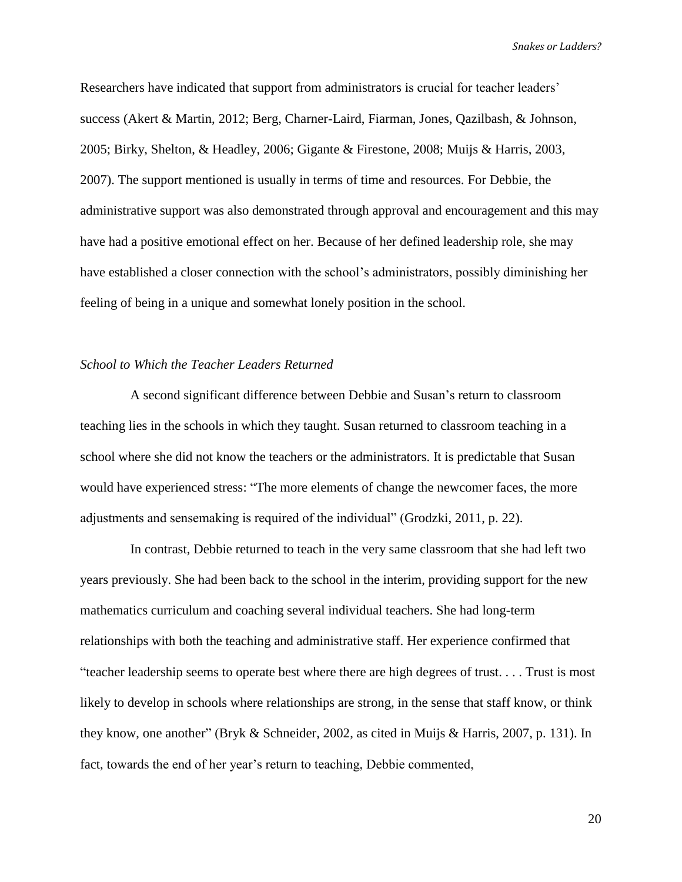Researchers have indicated that support from administrators is crucial for teacher leaders' success (Akert & Martin, 2012; Berg, Charner-Laird, Fiarman, Jones, Qazilbash, & Johnson, 2005; Birky, Shelton, & Headley, 2006; Gigante & Firestone, 2008; Muijs & Harris, 2003, 2007). The support mentioned is usually in terms of time and resources. For Debbie, the administrative support was also demonstrated through approval and encouragement and this may have had a positive emotional effect on her. Because of her defined leadership role, she may have established a closer connection with the school's administrators, possibly diminishing her feeling of being in a unique and somewhat lonely position in the school.

*School to Which the Teacher Leaders Returned*

A second significant difference between Debbie and Susan's return to classroom teaching lies in the schools in which they taught. Susan returned to classroom teaching in a school where she did not know the teachers or the administrators. It is predictable that Susan would have experienced stress: "The more elements of change the newcomer faces, the more adjustments and sensemaking is required of the individual" (Grodzki, 2011, p. 22).

In contrast, Debbie returned to teach in the very same classroom that she had left two years previously. She had been back to the school in the interim, providing support for the new mathematics curriculum and coaching several individual teachers. She had long-term relationships with both the teaching and administrative staff. Her experience confirmed that "teacher leadership seems to operate best where there are high degrees of trust. . . . Trust is most likely to develop in schools where relationships are strong, in the sense that staff know, or think they know, one another" (Bryk & Schneider, 2002, as cited in Muijs & Harris, 2007, p. 131). In fact, towards the end of her year's return to teaching, Debbie commented,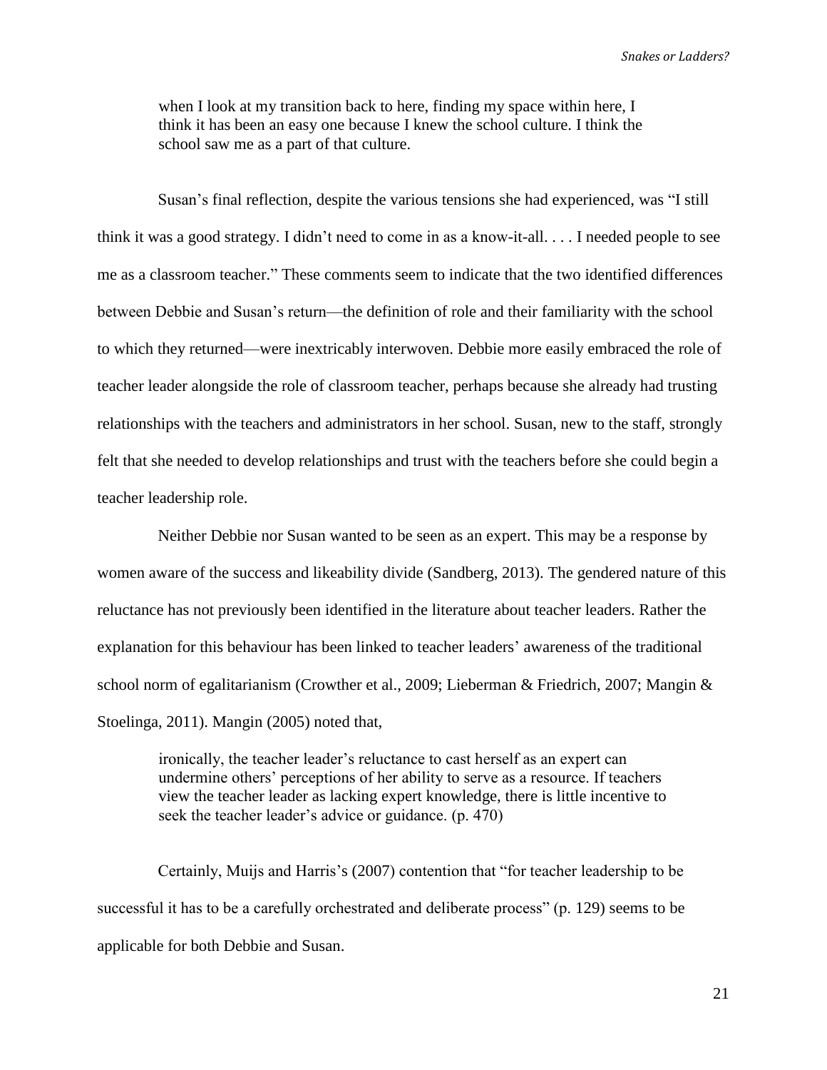> when I look at my transition back to here, finding my space within here, I think it has been an easy one because I knew the school culture. I think the school saw me as a part of that culture.

Susan's final reflection, despite the various tensions she had experienced, was "I still think it was a good strategy. I didn't need to come in as a know-it-all. . . . I needed people to see me as a classroom teacher." These comments seem to indicate that the two identified differences between Debbie and Susan's return—the definition of role and their familiarity with the school to which they returned—were inextricably interwoven. Debbie more easily embraced the role of teacher leader alongside the role of classroom teacher, perhaps because she already had trusting relationships with the teachers and administrators in her school. Susan, new to the staff, strongly felt that she needed to develop relationships and trust with the teachers before she could begin a teacher leadership role.

Neither Debbie nor Susan wanted to be seen as an expert. This may be a response by women aware of the success and likeability divide (Sandberg, 2013). The gendered nature of this reluctance has not previously been identified in the literature about teacher leaders. Rather the explanation for this behaviour has been linked to teacher leaders' awareness of the traditional school norm of egalitarianism (Crowther et al., 2009; Lieberman & Friedrich, 2007; Mangin & Stoelinga, 2011). Mangin (2005) noted that,

> ironically, the teacher leader's reluctance to cast herself as an expert can undermine others' perceptions of her ability to serve as a resource. If teachers view the teacher leader as lacking expert knowledge, there is little incentive to seek the teacher leader's advice or guidance. (p. 470)

Certainly, Muijs and Harris's (2007) contention that "for teacher leadership to be successful it has to be a carefully orchestrated and deliberate process" (p. 129) seems to be applicable for both Debbie and Susan.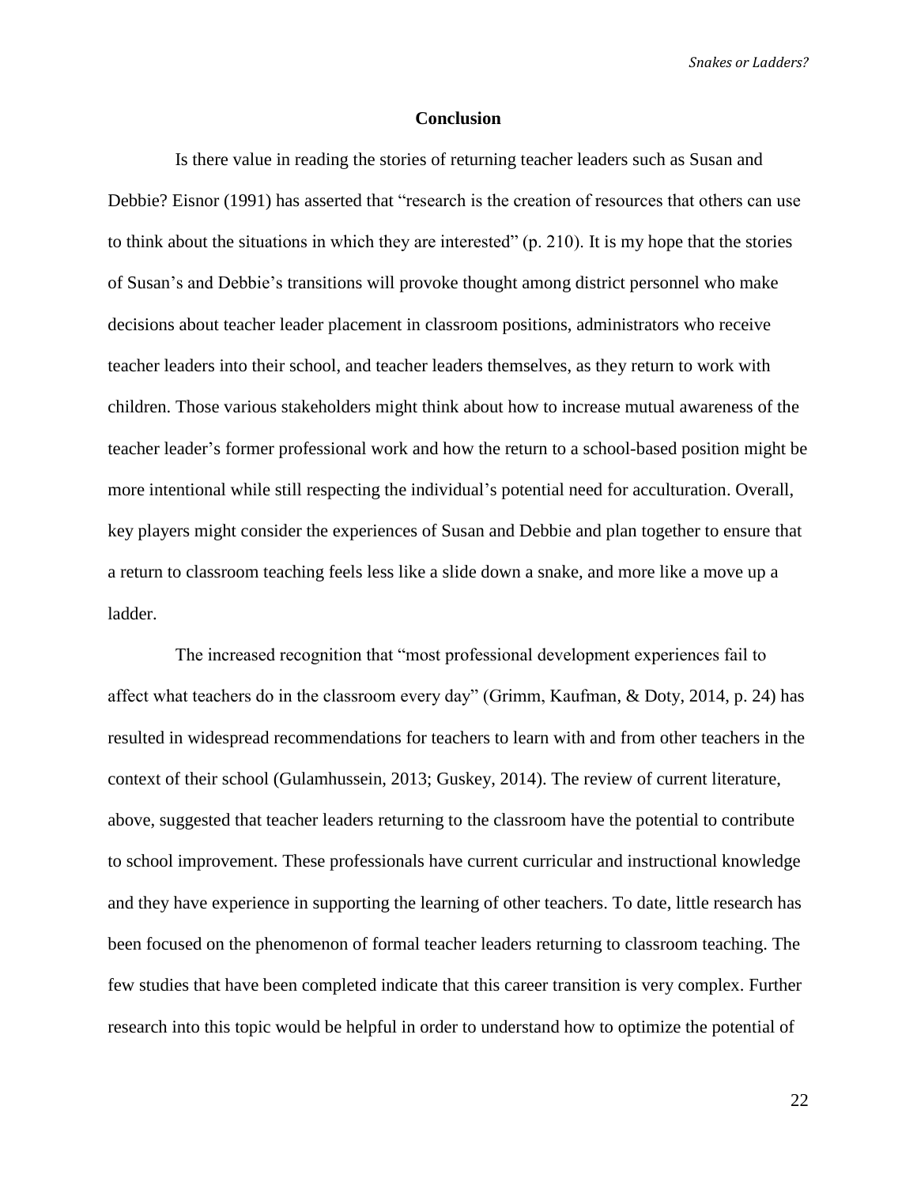## Conclusion

Is there value in reading the stories of returning teacher leaders such as Susan and Debbie? Eisnor (1991) has asserted that "research is the creation of resources that others can use to think about the situations in which they are interested" (p. 210). It is my hope that the stories of Susan's and Debbie's transitions will provoke thought among district personnel who make decisions about teacher leader placement in classroom positions, administrators who receive teacher leaders into their school, and teacher leaders themselves, as they return to work with children. Those various stakeholders might think about how to increase mutual awareness of the teacher leader's former professional work and how the return to a school-based position might be more intentional while still respecting the individual's potential need for acculturation. Overall, key players might consider the experiences of Susan and Debbie and plan together to ensure that a return to classroom teaching feels less like a slide down a snake, and more like a move up a ladder.

The increased recognition that "most professional development experiences fail to affect what teachers do in the classroom every day" (Grimm, Kaufman, & Doty, 2014, p. 24) has resulted in widespread recommendations for teachers to learn with and from other teachers in the context of their school (Gulamhussein, 2013; Guskey, 2014). The review of current literature, above, suggested that teacher leaders returning to the classroom have the potential to contribute to school improvement. These professionals have current curricular and instructional knowledge and they have experience in supporting the learning of other teachers. To date, little research has been focused on the phenomenon of formal teacher leaders returning to classroom teaching. The few studies that have been completed indicate that this career transition is very complex. Further research into this topic would be helpful in order to understand how to optimize the potential of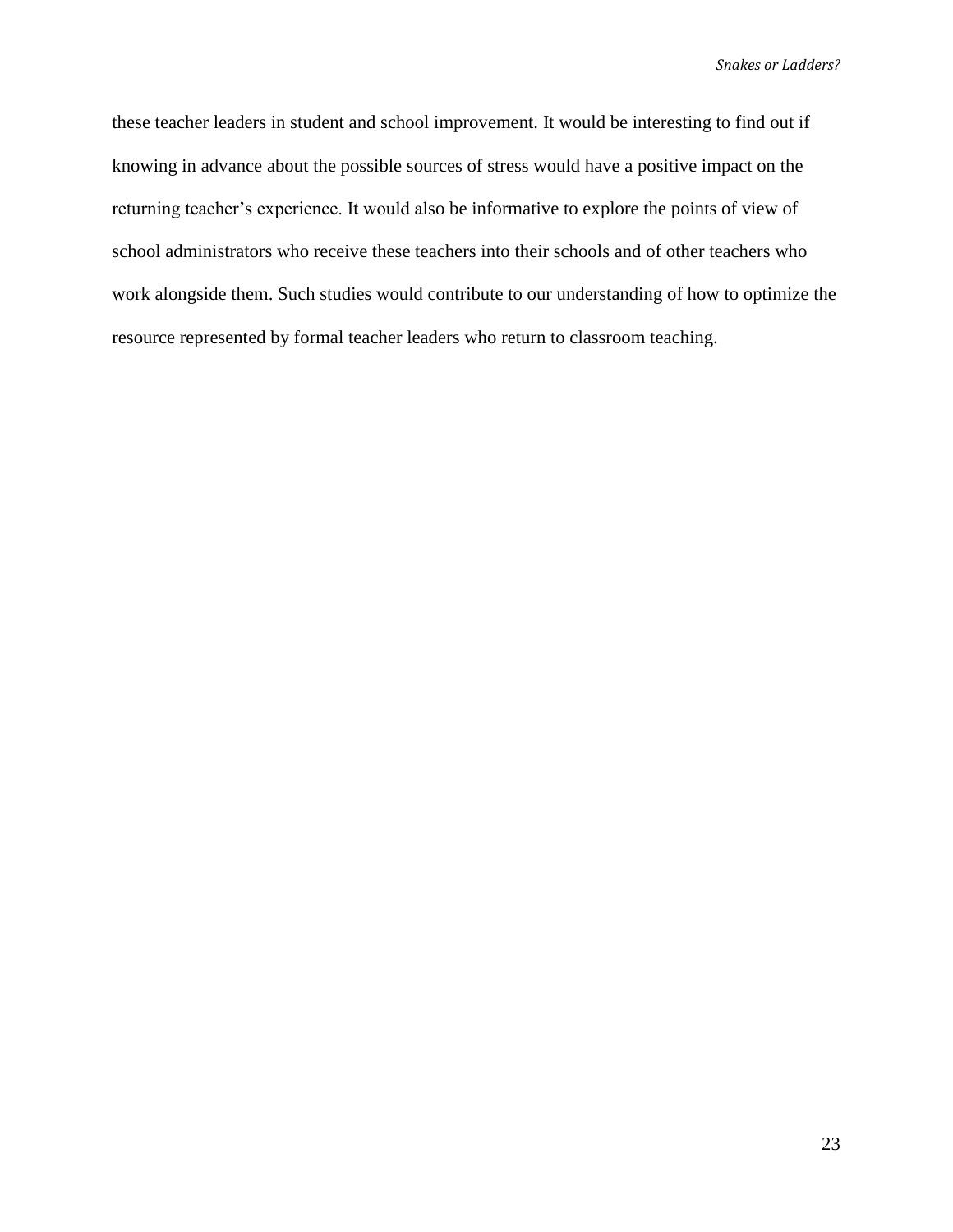these teacher leaders in student and school improvement. It would be interesting to find out if knowing in advance about the possible sources of stress would have a positive impact on the returning teacher's experience. It would also be informative to explore the points of view of school administrators who receive these teachers into their schools and of other teachers who work alongside them. Such studies would contribute to our understanding of how to optimize the resource represented by formal teacher leaders who return to classroom teaching.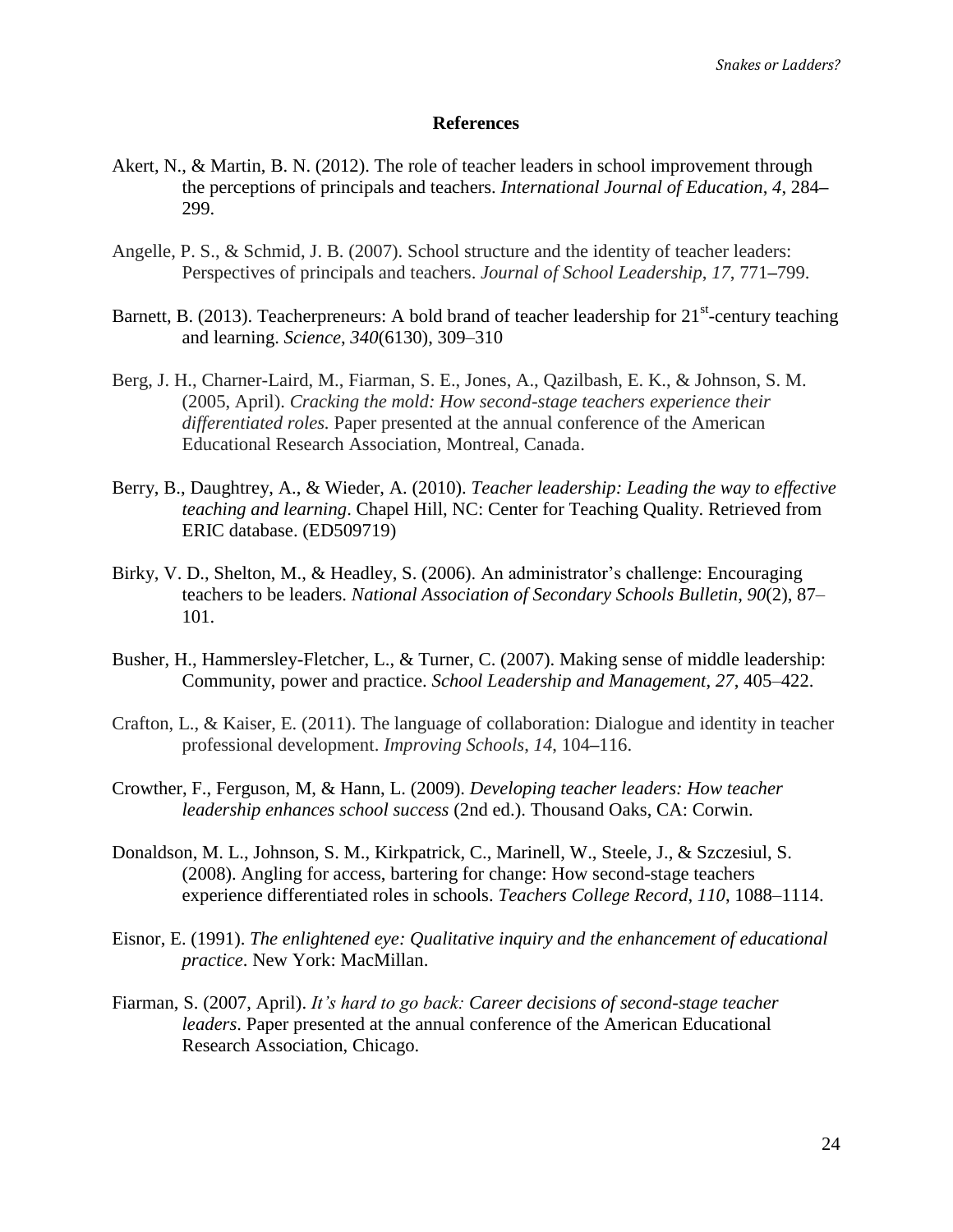# References

Akert, N., & Martin, B. N. (2012). The role of teacher leaders in school improvement through the perceptions of principals and teachers. *International Journal of Education*, *4*, 284–299.

Angelle, P. S., & Schmid, J. B. (2007). School structure and the identity of teacher leaders: Perspectives of principals and teachers. *Journal of School Leadership*, *17*, 771–799.

Barnett, B. (2013). Teacherpreneurs: A bold brand of teacher leadership for 21st-century teaching and learning. *Science*, *340*(6130), 309–310

Berg, J. H., Charner-Laird, M., Fiarman, S. E., Jones, A., Qazilbash, E. K., & Johnson, S. M. (2005, April). *Cracking the mold: How second-stage teachers experience their differentiated roles.* Paper presented at the annual conference of the American Educational Research Association, Montreal, Canada.

Berry, B., Daughtrey, A., & Wieder, A. (2010). *Teacher leadership: Leading the way to effective teaching and learning*. Chapel Hill, NC: Center for Teaching Quality. Retrieved from ERIC database. (ED509719)

Birky, V. D., Shelton, M., & Headley, S. (2006). An administrator's challenge: Encouraging teachers to be leaders. *National Association of Secondary Schools Bulletin*, *90*(2), 87–101.

Busher, H., Hammersley-Fletcher, L., & Turner, C. (2007). Making sense of middle leadership: Community, power and practice. *School Leadership and Management*, *27*, 405–422.

Crafton, L., & Kaiser, E. (2011). The language of collaboration: Dialogue and identity in teacher professional development. *Improving Schools*, *14*, 104–116.

Crowther, F., Ferguson, M, & Hann, L. (2009). *Developing teacher leaders: How teacher leadership enhances school success* (2nd ed.). Thousand Oaks, CA: Corwin.

Donaldson, M. L., Johnson, S. M., Kirkpatrick, C., Marinell, W., Steele, J., & Szczesiul, S. (2008). Angling for access, bartering for change: How second-stage teachers experience differentiated roles in schools. *Teachers College Record*, *110*, 1088–1114.

Eisnor, E. (1991). *The enlightened eye: Qualitative inquiry and the enhancement of educational practice*. New York: MacMillan.

Fiarman, S. (2007, April). *It's hard to go back: Career decisions of second-stage teacher leaders*. Paper presented at the annual conference of the American Educational Research Association, Chicago.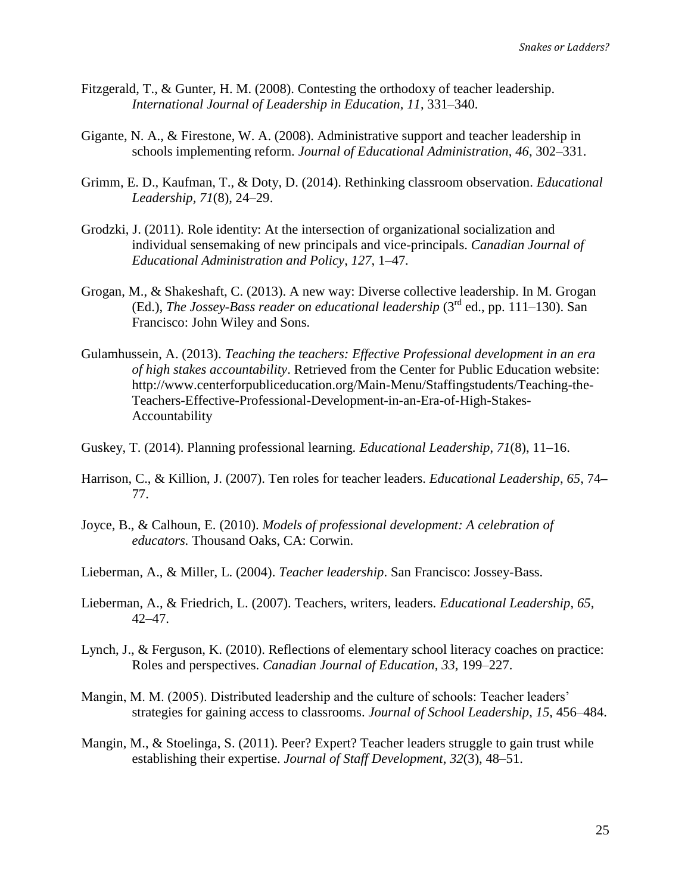Fitzgerald, T., & Gunter, H. M. (2008). Contesting the orthodoxy of teacher leadership. *International Journal of Leadership in Education*, *11*, 331–340.

Gigante, N. A., & Firestone, W. A. (2008). Administrative support and teacher leadership in schools implementing reform. *Journal of Educational Administration*, *46*, 302–331.

Grimm, E. D., Kaufman, T., & Doty, D. (2014). Rethinking classroom observation. *Educational Leadership*, *71*(8), 24–29.

Grodzki, J. (2011). Role identity: At the intersection of organizational socialization and individual sensemaking of new principals and vice-principals. *Canadian Journal of Educational Administration and Policy*, *127*, 1–47.

Grogan, M., & Shakeshaft, C. (2013). A new way: Diverse collective leadership. In M. Grogan (Ed.), *The Jossey-Bass reader on educational leadership* (3rd ed., pp. 111–130). San Francisco: John Wiley and Sons.

Gulamhussein, A. (2013). *Teaching the teachers: Effective Professional development in an era of high stakes accountability*. Retrieved from the Center for Public Education website: http://www.centerforpubliceducation.org/Main-Menu/Staffingstudents/Teaching-the-Teachers-Effective-Professional-Development-in-an-Era-of-High-Stakes-Accountability

Guskey, T. (2014). Planning professional learning. *Educational Leadership*, *71*(8), 11–16.

Harrison, C., & Killion, J. (2007). Ten roles for teacher leaders. *Educational Leadership*, *65*, 74–77.

Joyce, B., & Calhoun, E. (2010). *Models of professional development: A celebration of educators.* Thousand Oaks, CA: Corwin.

Lieberman, A., & Miller, L. (2004). *Teacher leadership*. San Francisco: Jossey-Bass.

Lieberman, A., & Friedrich, L. (2007). Teachers, writers, leaders. *Educational Leadership*, *65*, 42–47.

Lynch, J., & Ferguson, K. (2010). Reflections of elementary school literacy coaches on practice: Roles and perspectives. *Canadian Journal of Education*, *33*, 199–227.

Mangin, M. M. (2005). Distributed leadership and the culture of schools: Teacher leaders' strategies for gaining access to classrooms. *Journal of School Leadership*, *15*, 456–484.

Mangin, M., & Stoelinga, S. (2011). Peer? Expert? Teacher leaders struggle to gain trust while establishing their expertise. *Journal of Staff Development*, *32*(3), 48–51.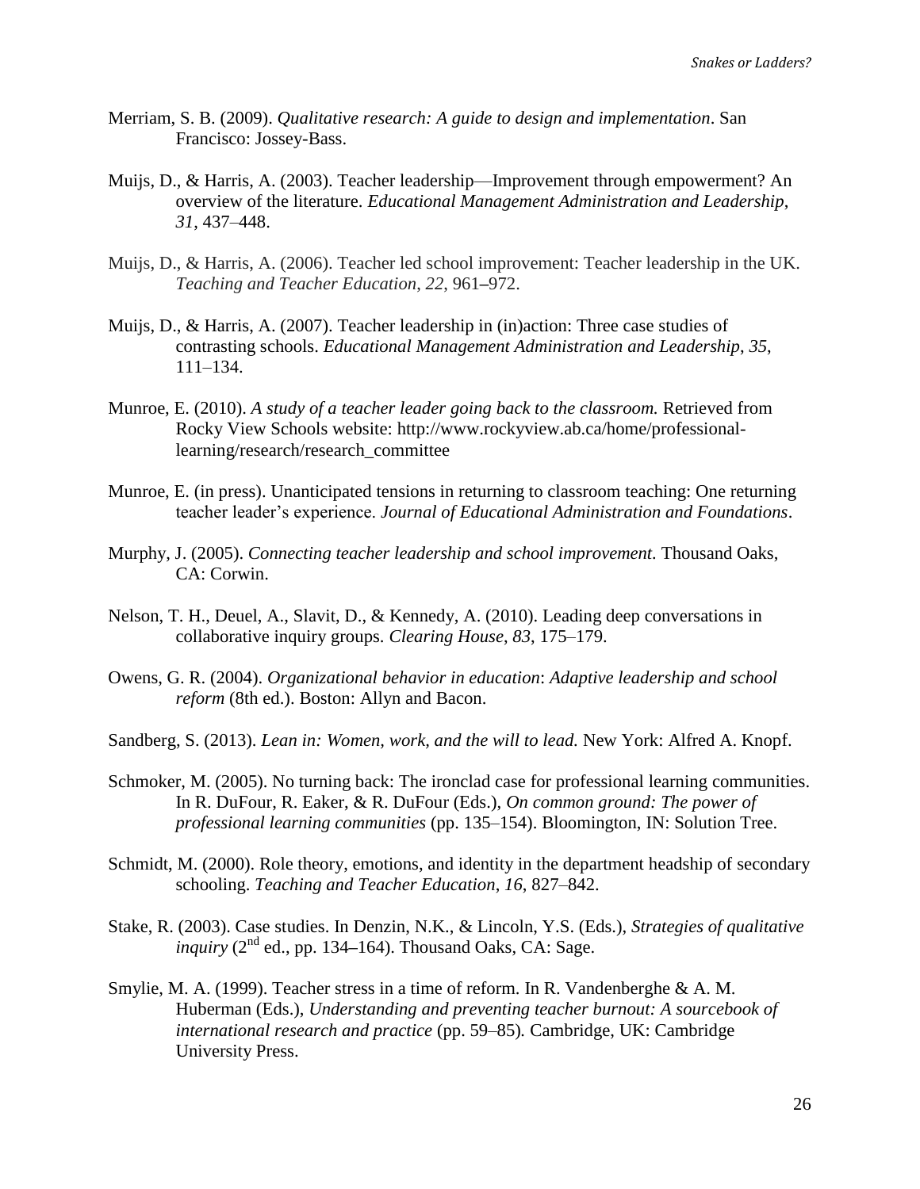Merriam, S. B. (2009). *Qualitative research: A guide to design and implementation*. San Francisco: Jossey-Bass.

Muijs, D., & Harris, A. (2003). Teacher leadership—Improvement through empowerment? An overview of the literature. *Educational Management Administration and Leadership*, *31*, 437–448.

Muijs, D., & Harris, A. (2006). Teacher led school improvement: Teacher leadership in the UK. *Teaching and Teacher Education*, *22*, 961–972.

Muijs, D., & Harris, A. (2007). Teacher leadership in (in)action: Three case studies of contrasting schools. *Educational Management Administration and Leadership*, *35*, 111–134.

Munroe, E. (2010). *A study of a teacher leader going back to the classroom.* Retrieved from Rocky View Schools website: http://www.rockyview.ab.ca/home/professional-learning/research/research_committee

Munroe, E. (in press). Unanticipated tensions in returning to classroom teaching: One returning teacher leader's experience. *Journal of Educational Administration and Foundations*.

Murphy, J. (2005). *Connecting teacher leadership and school improvement.* Thousand Oaks, CA: Corwin.

Nelson, T. H., Deuel, A., Slavit, D., & Kennedy, A. (2010). Leading deep conversations in collaborative inquiry groups. *Clearing House*, *83*, 175–179.

Owens, G. R. (2004). *Organizational behavior in education*: *Adaptive leadership and school reform* (8th ed.). Boston: Allyn and Bacon.

Sandberg, S. (2013). *Lean in: Women, work, and the will to lead.* New York: Alfred A. Knopf.

Schmoker, M. (2005). No turning back: The ironclad case for professional learning communities. In R. DuFour, R. Eaker, & R. DuFour (Eds.), *On common ground: The power of professional learning communities* (pp. 135–154). Bloomington, IN: Solution Tree.

Schmidt, M. (2000). Role theory, emotions, and identity in the department headship of secondary schooling. *Teaching and Teacher Education*, *16*, 827–842.

Stake, R. (2003). Case studies. In Denzin, N.K., & Lincoln, Y.S. (Eds.), *Strategies of qualitative inquiry* (2nd ed., pp. 134–164). Thousand Oaks, CA: Sage.

Smylie, M. A. (1999). Teacher stress in a time of reform. In R. Vandenberghe & A. M. Huberman (Eds.), *Understanding and preventing teacher burnout: A sourcebook of international research and practice* (pp. 59–85)*.* Cambridge, UK: Cambridge University Press.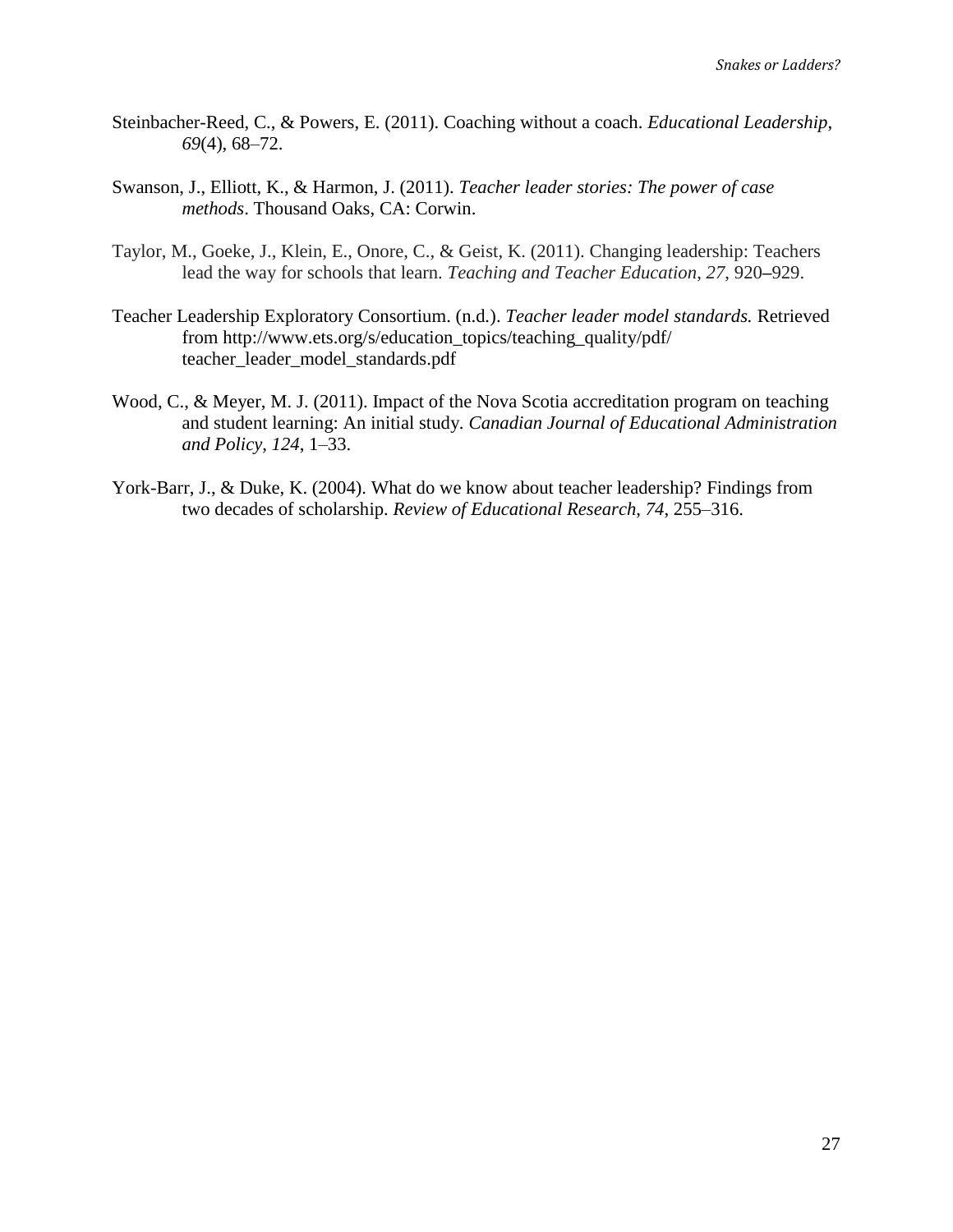Steinbacher-Reed, C., & Powers, E. (2011). Coaching without a coach. *Educational Leadership*, *69*(4), 68–72.

Swanson, J., Elliott, K., & Harmon, J. (2011). *Teacher leader stories: The power of case methods*. Thousand Oaks, CA: Corwin.

Taylor, M., Goeke, J., Klein, E., Onore, C., & Geist, K. (2011). Changing leadership: Teachers lead the way for schools that learn. *Teaching and Teacher Education*, *27*, 920–929.

Teacher Leadership Exploratory Consortium. (n.d.). *Teacher leader model standards.* Retrieved from http://www.ets.org/s/education_topics/teaching_quality/pdf/teacher_leader_model_standards.pdf

Wood, C., & Meyer, M. J. (2011). Impact of the Nova Scotia accreditation program on teaching and student learning: An initial study. *Canadian Journal of Educational Administration and Policy*, *124*, 1–33.

York-Barr, J., & Duke, K. (2004). What do we know about teacher leadership? Findings from two decades of scholarship. *Review of Educational Research*, *74*, 255–316.